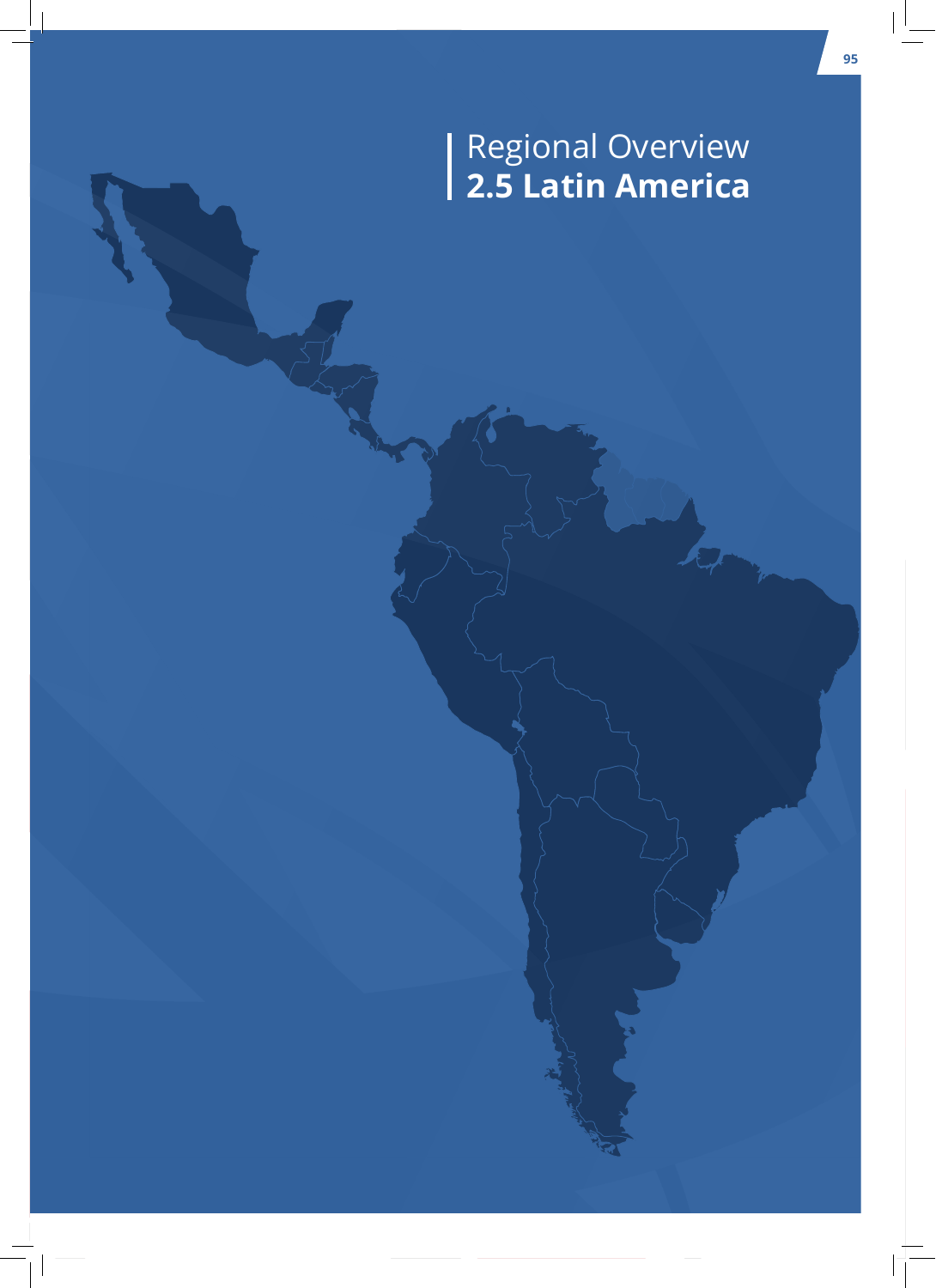Regional Overview

# 2.5 Latin America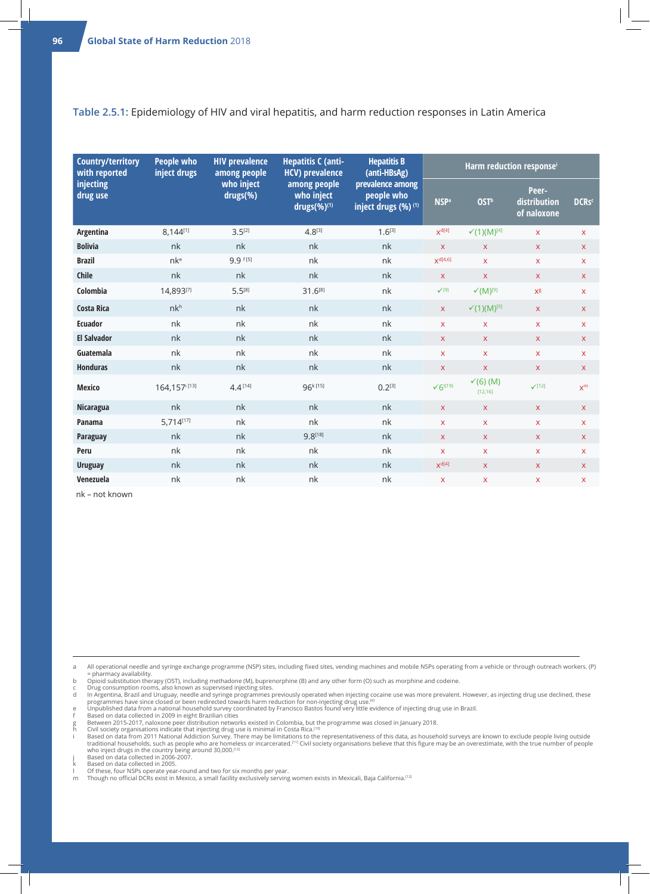**Table 2.5.1:** Epidemiology of HIV and viral hepatitis, and harm reduction responses in Latin America

| Country/territory with reported injecting drug use | People who inject drugs | HIV prevalence among people who inject drugs(%) | Hepatitis C (anti-HCV) prevalence among people who inject drugs(%)[(1)] | Hepatitis B (anti-HBsAg) prevalence among people who inject drugs (%) [(1)] | Harm reduction response[i] | | | |
|---|---|---|---|---|---|---|---|---|
| | | | | | NSP[a] | OST[b] | Peer-distribution of naloxone | DCRs[c] |
| Argentina | 8,144[1] | 3.5[2] | 4.8[3] | 1.6[3] | x[d][4] | ✓(1)(M)[4] | x | x |
| Bolivia | nk | nk | nk | nk | x | x | x | x |
| Brazil | nk[e] | 9.9 [f][5] | nk | nk | x[d][4,6] | x | x | x |
| Chile | nk | nk | nk | nk | x | x | x | x |
| Colombia | 14,893[7] | 5.5[8] | 31.6[8] | nk | ✓[9] | ✓(M)[9] | x[g] | x |
| Costa Rica | nk[h] | nk | nk | nk | x | ✓(1)(M)[9] | x | x |
| Ecuador | nk | nk | nk | nk | x | x | x | x |
| El Salvador | nk | nk | nk | nk | x | x | x | x |
| Guatemala | nk | nk | nk | nk | x | x | x | x |
| Honduras | nk | nk | nk | nk | x | x | x | x |
| Mexico | 164,157[i][13] | 4.4[14] | 96[k][15] | 0.2[3] | ✓6[l][19] | ✓(6) (M) [12,16] | ✓[12] | x[m] |
| Nicaragua | nk | nk | nk | nk | x | x | x | x |
| Panama | 5,714[17] | nk | nk | nk | x | x | x | x |
| Paraguay | nk | nk | 9.8[18] | nk | x | x | x | x |
| Peru | nk | nk | nk | nk | x | x | x | x |
| Uruguay | nk | nk | nk | nk | x[d][4] | x | x | x |
| Venezuela | nk | nk | nk | nk | x | x | x | x |

nk – not known

a All operational needle and syringe exchange programme (NSP) sites, including fixed sites, vending machines and mobile NSPs operating from a vehicle or through outreach workers. (P) = pharmacy availability.
b Opioid substitution therapy (OST), including methadone (M), buprenorphine (B) and any other form (O) such as morphine and codeine.
c Drug consumption rooms, also known as supervised injecting sites.
d In Argentina, Brazil and Uruguay, needle and syringe programmes previously operated when injecting cocaine use was more prevalent. However, as injecting drug use declined, these programmes have since closed or been redirected towards harm reduction for non-injecting drug use.[4]
e Unpublished data from a national household survey coordinated by Francisco Bastos found very little evidence of injecting drug use in Brazil.
f Based on data collected in 2009 in eight Brazilian cities
g Between 2015-2017, naloxone peer distribution networks existed in Colombia, but the programme was closed in January 2018.
h Civil society organisations indicate that injecting drug use is minimal in Costa Rica.[10]
i Based on data from 2011 National Addiction Survey. There may be limitations to the representativeness of this data, as household surveys are known to exclude people living outside traditional households, such as people who are homeless or incarcerated.[11] Civil society organisations believe that this figure may be an overestimate, with the true number of people who inject drugs in the country being around 30,000.[12]
j Based on data collected in 2006-2007.
k Based on data collected in 2005.
l Of these, four NSPs operate year-round and two for six months per year.
m Though no official DCRs exist in Mexico, a small facility exclusively serving women exists in Mexicali, Baja California.[12]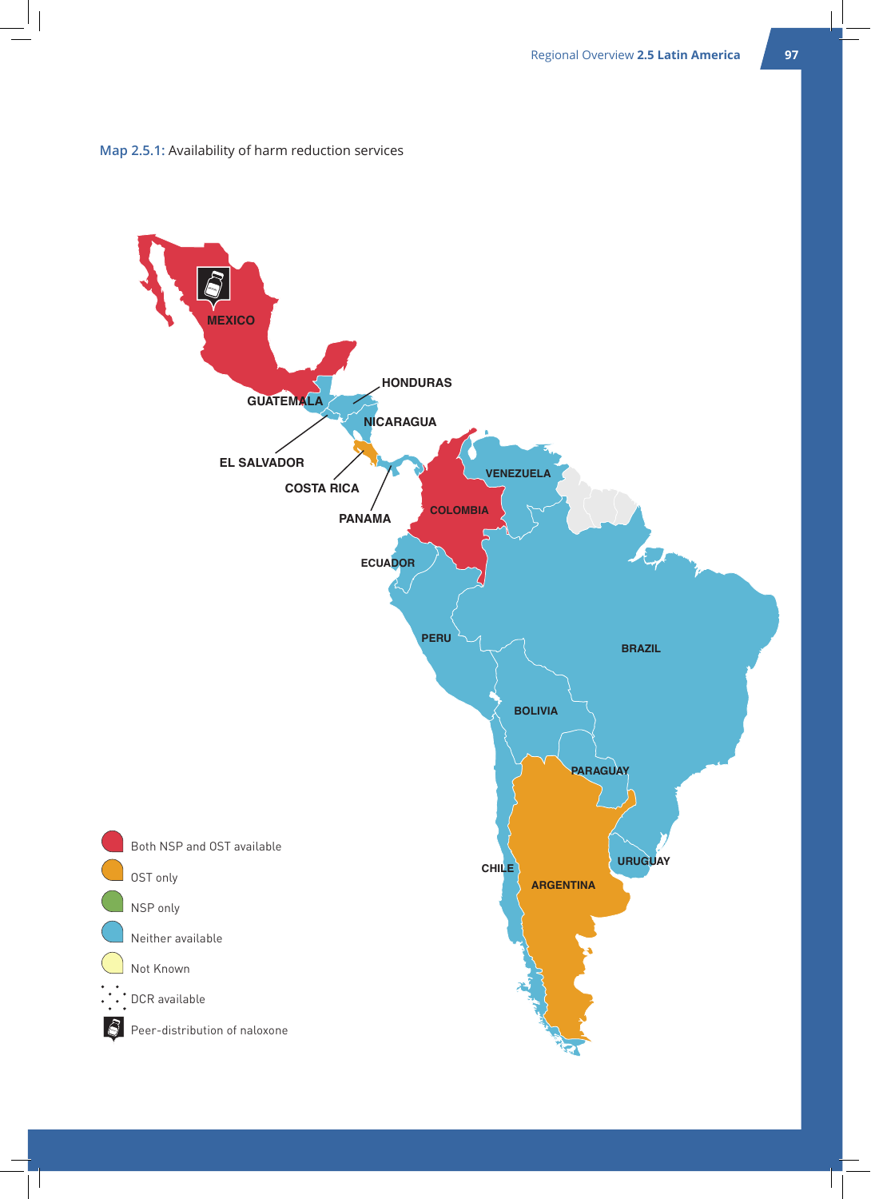Map 2.5.1: Availability of harm reduction services

MEXICO

GUATEMALA

HONDURAS

NICARAGUA

EL SALVADOR

COSTA RICA

PANAMA

VENEZUELA

COLOMBIA

ECUADOR

PERU

BRAZIL

BOLIVIA

PARAGUAY

CHILE

URUGUAY

ARGENTINA

- Both NSP and OST available
- OST only
- NSP only
- Neither available
- Not Known
- DCR available
- Peer-distribution of naloxone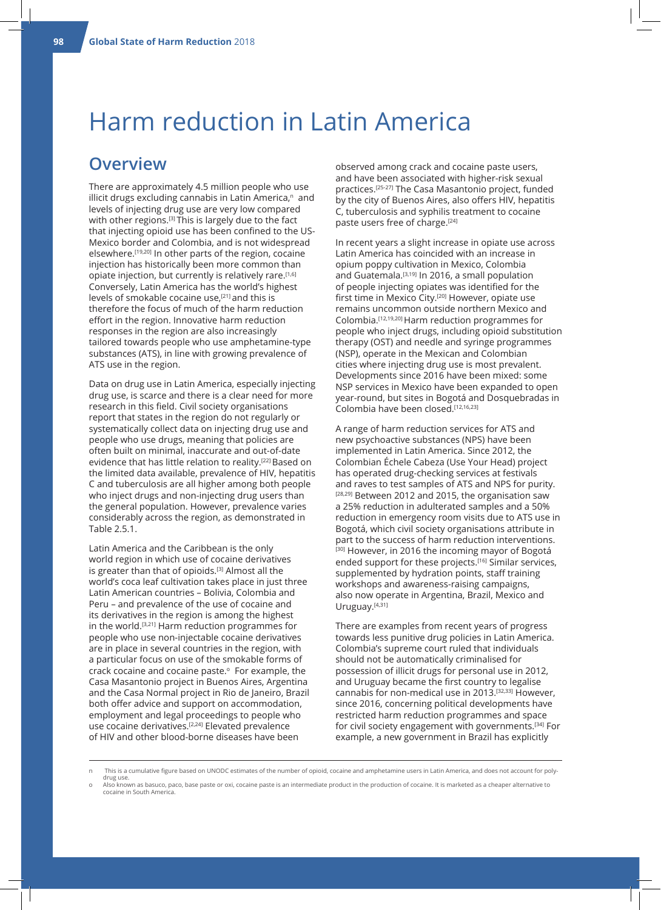# Harm reduction in Latin America

## Overview

There are approximately 4.5 million people who use illicit drugs excluding cannabis in Latin America,[n] and levels of injecting drug use are very low compared with other regions.[3] This is largely due to the fact that injecting opioid use has been confined to the US-Mexico border and Colombia, and is not widespread elsewhere.[19,20] In other parts of the region, cocaine injection has historically been more common than opiate injection, but currently is relatively rare.[1,6] Conversely, Latin America has the world's highest levels of smokable cocaine use,[21] and this is therefore the focus of much of the harm reduction effort in the region. Innovative harm reduction responses in the region are also increasingly tailored towards people who use amphetamine-type substances (ATS), in line with growing prevalence of ATS use in the region.

Data on drug use in Latin America, especially injecting drug use, is scarce and there is a clear need for more research in this field. Civil society organisations report that states in the region do not regularly or systematically collect data on injecting drug use and people who use drugs, meaning that policies are often built on minimal, inaccurate and out-of-date evidence that has little relation to reality.[22] Based on the limited data available, prevalence of HIV, hepatitis C and tuberculosis are all higher among both people who inject drugs and non-injecting drug users than the general population. However, prevalence varies considerably across the region, as demonstrated in Table 2.5.1.

Latin America and the Caribbean is the only world region in which use of cocaine derivatives is greater than that of opioids.[3] Almost all the world's coca leaf cultivation takes place in just three Latin American countries – Bolivia, Colombia and Peru – and prevalence of the use of cocaine and its derivatives in the region is among the highest in the world.[3,21] Harm reduction programmes for people who use non-injectable cocaine derivatives are in place in several countries in the region, with a particular focus on use of the smokable forms of crack cocaine and cocaine paste.[o] For example, the Casa Masantonio project in Buenos Aires, Argentina and the Casa Normal project in Rio de Janeiro, Brazil both offer advice and support on accommodation, employment and legal proceedings to people who use cocaine derivatives.[2,24] Elevated prevalence of HIV and other blood-borne diseases have been observed among crack and cocaine paste users, and have been associated with higher-risk sexual practices.[25-27] The Casa Masantonio project, funded by the city of Buenos Aires, also offers HIV, hepatitis C, tuberculosis and syphilis treatment to cocaine paste users free of charge.[24]

In recent years a slight increase in opiate use across Latin America has coincided with an increase in opium poppy cultivation in Mexico, Colombia and Guatemala.[3,19] In 2016, a small population of people injecting opiates was identified for the first time in Mexico City.[20] However, opiate use remains uncommon outside northern Mexico and Colombia.[12,19,20] Harm reduction programmes for people who inject drugs, including opioid substitution therapy (OST) and needle and syringe programmes (NSP), operate in the Mexican and Colombian cities where injecting drug use is most prevalent. Developments since 2016 have been mixed: some NSP services in Mexico have been expanded to open year-round, but sites in Bogotá and Dosquebradas in Colombia have been closed.[12,16,23]

A range of harm reduction services for ATS and new psychoactive substances (NPS) have been implemented in Latin America. Since 2012, the Colombian Échele Cabeza (Use Your Head) project has operated drug-checking services at festivals and raves to test samples of ATS and NPS for purity.[28,29] Between 2012 and 2015, the organisation saw a 25% reduction in adulterated samples and a 50% reduction in emergency room visits due to ATS use in Bogotá, which civil society organisations attribute in part to the success of harm reduction interventions.[30] However, in 2016 the incoming mayor of Bogotá ended support for these projects.[16] Similar services, supplemented by hydration points, staff training workshops and awareness-raising campaigns, also now operate in Argentina, Brazil, Mexico and Uruguay.[4,31]

There are examples from recent years of progress towards less punitive drug policies in Latin America. Colombia's supreme court ruled that individuals should not be automatically criminalised for possession of illicit drugs for personal use in 2012, and Uruguay became the first country to legalise cannabis for non-medical use in 2013.[32,33] However, since 2016, concerning political developments have restricted harm reduction programmes and space for civil society engagement with governments.[34] For example, a new government in Brazil has explicitly

---

n This is a cumulative figure based on UNODC estimates of the number of opioid, cocaine and amphetamine users in Latin America, and does not account for poly-drug use.

o Also known as basuco, paco, base paste or oxi, cocaine paste is an intermediate product in the production of cocaine. It is marketed as a cheaper alternative to cocaine in South America.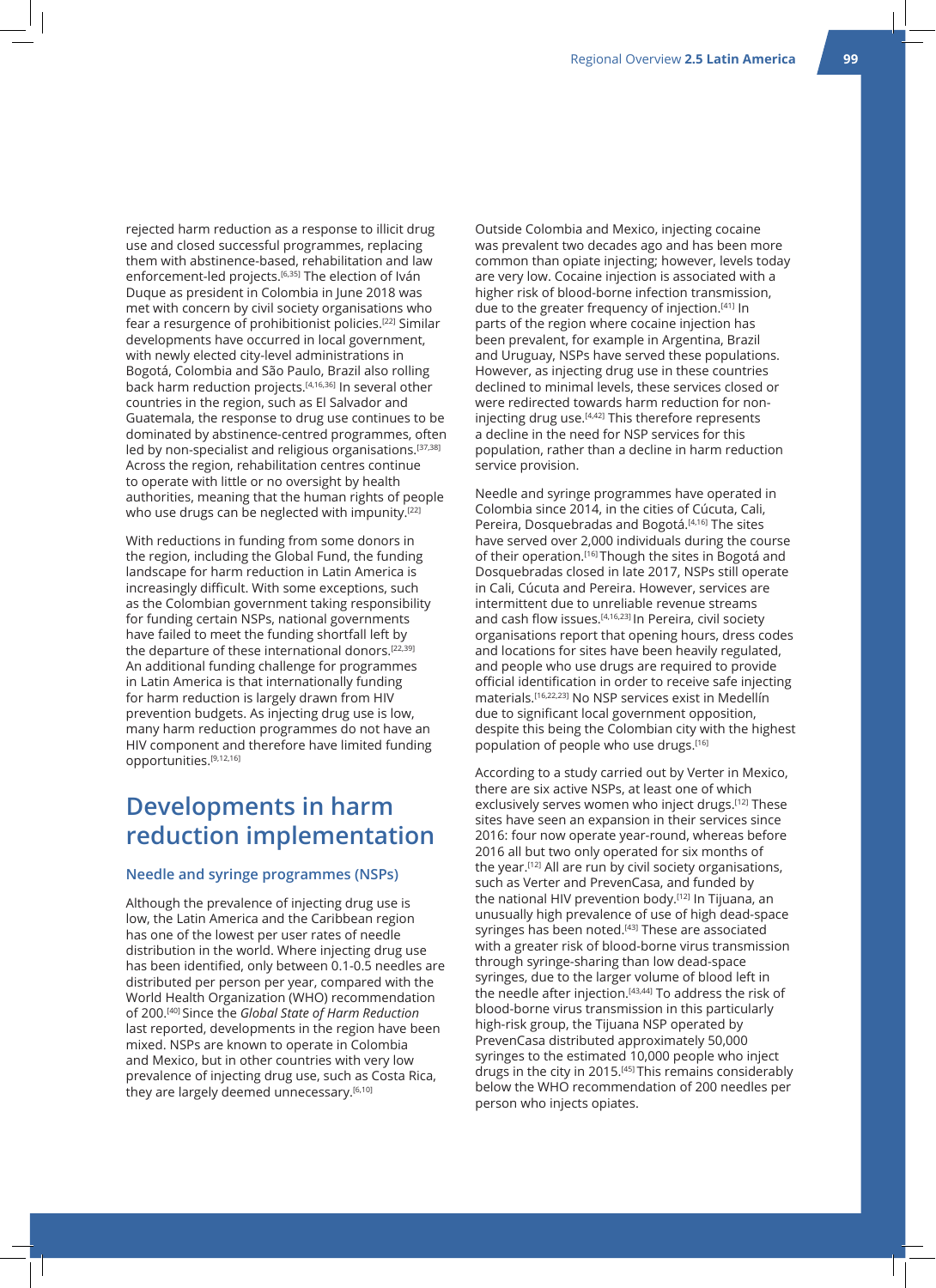rejected harm reduction as a response to illicit drug use and closed successful programmes, replacing them with abstinence-based, rehabilitation and law enforcement-led projects.[6,35] The election of Iván Duque as president in Colombia in June 2018 was met with concern by civil society organisations who fear a resurgence of prohibitionist policies.[22] Similar developments have occurred in local government, with newly elected city-level administrations in Bogotá, Colombia and São Paulo, Brazil also rolling back harm reduction projects.[4,16,36] In several other countries in the region, such as El Salvador and Guatemala, the response to drug use continues to be dominated by abstinence-centred programmes, often led by non-specialist and religious organisations.[37,38] Across the region, rehabilitation centres continue to operate with little or no oversight by health authorities, meaning that the human rights of people who use drugs can be neglected with impunity.[22]

With reductions in funding from some donors in the region, including the Global Fund, the funding landscape for harm reduction in Latin America is increasingly difficult. With some exceptions, such as the Colombian government taking responsibility for funding certain NSPs, national governments have failed to meet the funding shortfall left by the departure of these international donors.[22,39] An additional funding challenge for programmes in Latin America is that internationally funding for harm reduction is largely drawn from HIV prevention budgets. As injecting drug use is low, many harm reduction programmes do not have an HIV component and therefore have limited funding opportunities.[9,12,16]

## Developments in harm reduction implementation

### Needle and syringe programmes (NSPs)

Although the prevalence of injecting drug use is low, the Latin America and the Caribbean region has one of the lowest per user rates of needle distribution in the world. Where injecting drug use has been identified, only between 0.1-0.5 needles are distributed per person per year, compared with the World Health Organization (WHO) recommendation of 200.[40] Since the *Global State of Harm Reduction* last reported, developments in the region have been mixed. NSPs are known to operate in Colombia and Mexico, but in other countries with very low prevalence of injecting drug use, such as Costa Rica, they are largely deemed unnecessary.[6,10]

Outside Colombia and Mexico, injecting cocaine was prevalent two decades ago and has been more common than opiate injecting; however, levels today are very low. Cocaine injection is associated with a higher risk of blood-borne infection transmission, due to the greater frequency of injection.[41] In parts of the region where cocaine injection has been prevalent, for example in Argentina, Brazil and Uruguay, NSPs have served these populations. However, as injecting drug use in these countries declined to minimal levels, these services closed or were redirected towards harm reduction for non-injecting drug use.[4,42] This therefore represents a decline in the need for NSP services for this population, rather than a decline in harm reduction service provision.

Needle and syringe programmes have operated in Colombia since 2014, in the cities of Cúcuta, Cali, Pereira, Dosquebradas and Bogotá.[4,16] The sites have served over 2,000 individuals during the course of their operation.[16] Though the sites in Bogotá and Dosquebradas closed in late 2017, NSPs still operate in Cali, Cúcuta and Pereira. However, services are intermittent due to unreliable revenue streams and cash flow issues.[4,16,23] In Pereira, civil society organisations report that opening hours, dress codes and locations for sites have been heavily regulated, and people who use drugs are required to provide official identification in order to receive safe injecting materials.[16,22,23] No NSP services exist in Medellín due to significant local government opposition, despite this being the Colombian city with the highest population of people who use drugs.[16]

According to a study carried out by Verter in Mexico, there are six active NSPs, at least one of which exclusively serves women who inject drugs.[12] These sites have seen an expansion in their services since 2016: four now operate year-round, whereas before 2016 all but two only operated for six months of the year.[12] All are run by civil society organisations, such as Verter and PrevenCasa, and funded by the national HIV prevention body.[12] In Tijuana, an unusually high prevalence of use of high dead-space syringes has been noted.[43] These are associated with a greater risk of blood-borne virus transmission through syringe-sharing than low dead-space syringes, due to the larger volume of blood left in the needle after injection.[43,44] To address the risk of blood-borne virus transmission in this particularly high-risk group, the Tijuana NSP operated by PrevenCasa distributed approximately 50,000 syringes to the estimated 10,000 people who inject drugs in the city in 2015.[45] This remains considerably below the WHO recommendation of 200 needles per person who injects opiates.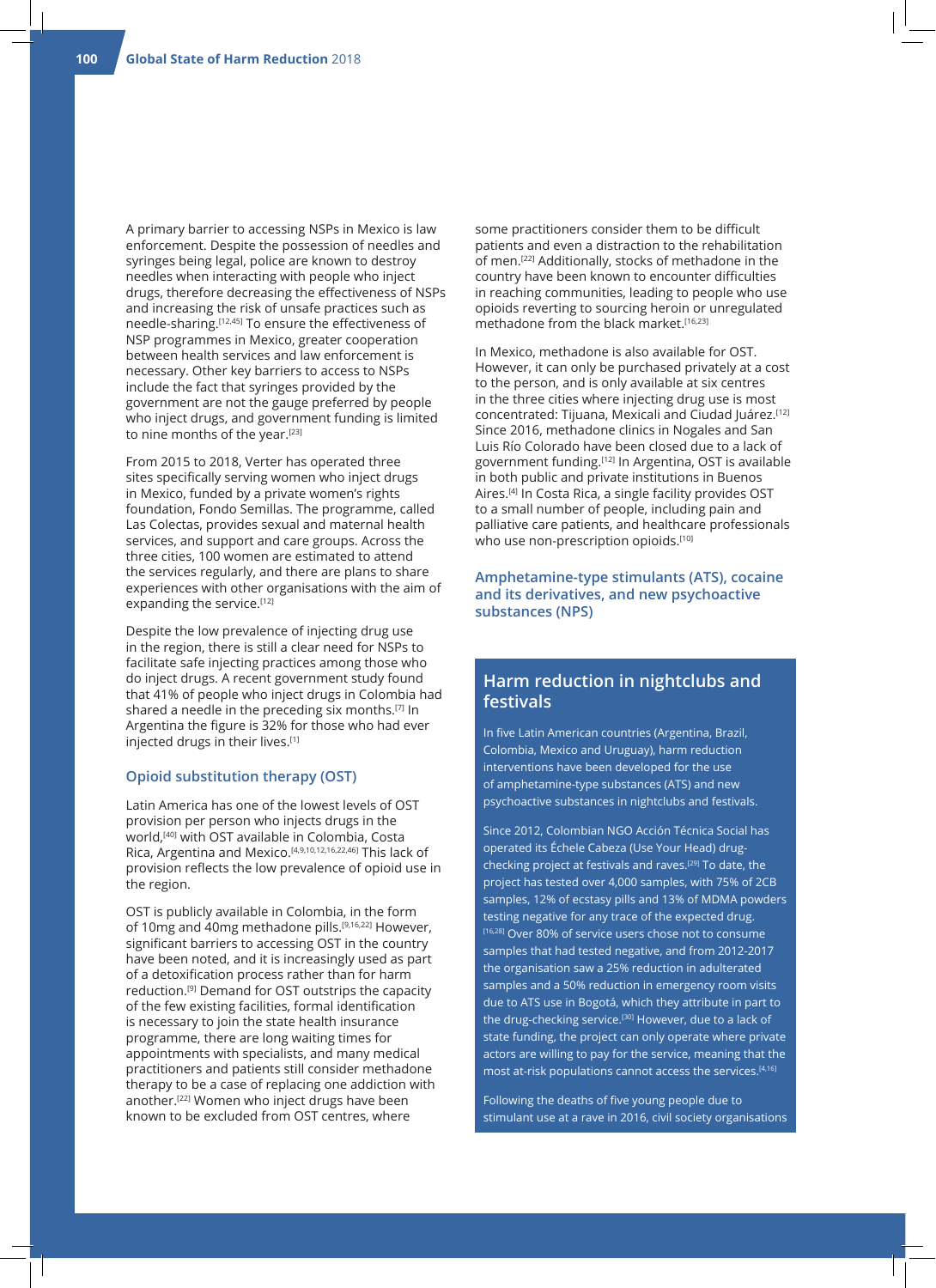A primary barrier to accessing NSPs in Mexico is law enforcement. Despite the possession of needles and syringes being legal, police are known to destroy needles when interacting with people who inject drugs, therefore decreasing the effectiveness of NSPs and increasing the risk of unsafe practices such as needle-sharing.[12,45] To ensure the effectiveness of NSP programmes in Mexico, greater cooperation between health services and law enforcement is necessary. Other key barriers to access to NSPs include the fact that syringes provided by the government are not the gauge preferred by people who inject drugs, and government funding is limited to nine months of the year.[23]

From 2015 to 2018, Verter has operated three sites specifically serving women who inject drugs in Mexico, funded by a private women's rights foundation, Fondo Semillas. The programme, called Las Colectas, provides sexual and maternal health services, and support and care groups. Across the three cities, 100 women are estimated to attend the services regularly, and there are plans to share experiences with other organisations with the aim of expanding the service.[12]

Despite the low prevalence of injecting drug use in the region, there is still a clear need for NSPs to facilitate safe injecting practices among those who do inject drugs. A recent government study found that 41% of people who inject drugs in Colombia had shared a needle in the preceding six months.[7] In Argentina the figure is 32% for those who had ever injected drugs in their lives.[1]

### Opioid substitution therapy (OST)

Latin America has one of the lowest levels of OST provision per person who injects drugs in the world,[40] with OST available in Colombia, Costa Rica, Argentina and Mexico.[4,9,10,12,16,22,46] This lack of provision reflects the low prevalence of opioid use in the region.

OST is publicly available in Colombia, in the form of 10mg and 40mg methadone pills.[9,16,22] However, significant barriers to accessing OST in the country have been noted, and it is increasingly used as part of a detoxification process rather than for harm reduction.[9] Demand for OST outstrips the capacity of the few existing facilities, formal identification is necessary to join the state health insurance programme, there are long waiting times for appointments with specialists, and many medical practitioners and patients still consider methadone therapy to be a case of replacing one addiction with another.[22] Women who inject drugs have been known to be excluded from OST centres, where some practitioners consider them to be difficult patients and even a distraction to the rehabilitation of men.[22] Additionally, stocks of methadone in the country have been known to encounter difficulties in reaching communities, leading to people who use opioids reverting to sourcing heroin or unregulated methadone from the black market.[16,23]

In Mexico, methadone is also available for OST. However, it can only be purchased privately at a cost to the person, and is only available at six centres in the three cities where injecting drug use is most concentrated: Tijuana, Mexicali and Ciudad Juárez.[12] Since 2016, methadone clinics in Nogales and San Luis Río Colorado have been closed due to a lack of government funding.[12] In Argentina, OST is available in both public and private institutions in Buenos Aires.[4] In Costa Rica, a single facility provides OST to a small number of people, including pain and palliative care patients, and healthcare professionals who use non-prescription opioids.[10]

### Amphetamine-type stimulants (ATS), cocaine and its derivatives, and new psychoactive substances (NPS)

## Harm reduction in nightclubs and festivals

In five Latin American countries (Argentina, Brazil, Colombia, Mexico and Uruguay), harm reduction interventions have been developed for the use of amphetamine-type substances (ATS) and new psychoactive substances (NPS) in nightclubs and festivals.

Since 2012, Colombian NGO Acción Técnica Social has operated its Échele Cabeza (Use Your Head) drug-checking project at festivals and raves.[29] To date, the project has tested over 4,000 samples, with 75% of 2CB samples, 12% of ecstasy pills and 13% of MDMA powders testing negative for any trace of the expected drug.[16,28] Over 80% of service users chose not to consume samples that had tested negative, and from 2012-2017 the organisation saw a 25% reduction in adulterated samples and a 50% reduction in emergency room visits due to ATS use in Bogotá, which they attribute in part to the drug-checking service.[30] However, due to a lack of state funding, the project can only operate where private actors are willing to pay for the service, meaning that the most at-risk populations cannot access the services.[4,16]

Following the deaths of five young people due to stimulant use at a rave in 2016, civil society organisations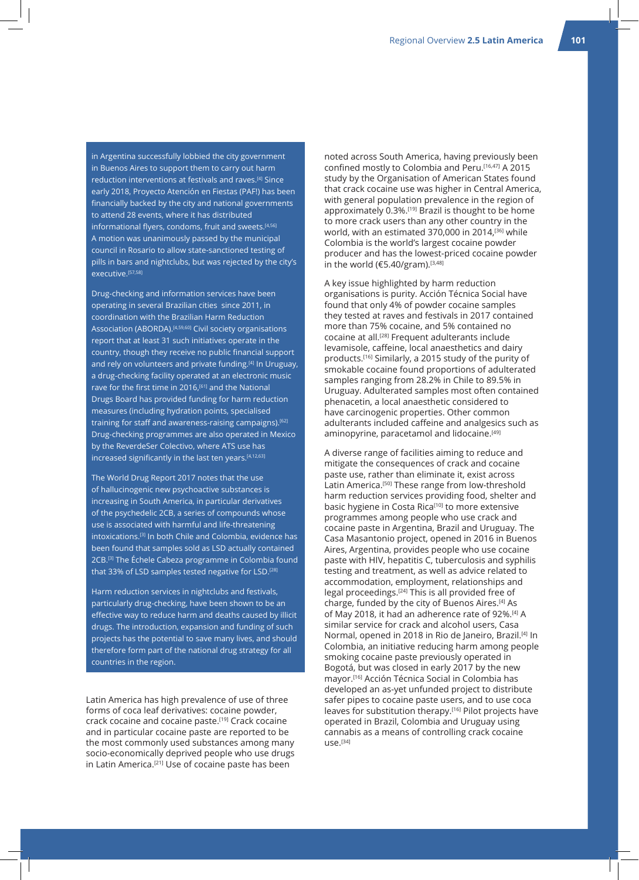in Argentina successfully lobbied the city government in Buenos Aires to support them to carry out harm reduction interventions at festivals and raves.[4] Since early 2018, Proyecto Atención en Fiestas (PAF!) has been financially backed by the city and national governments to attend 28 events, where it has distributed informational flyers, condoms, fruit and sweets.[4,56] A motion was unanimously passed by the municipal council in Rosario to allow state-sanctioned testing of pills in bars and nightclubs, but was rejected by the city's executive.[57,58]

Drug-checking and information services have been operating in several Brazilian cities since 2011, in coordination with the Brazilian Harm Reduction Association (ABORDA).[4,59,60] Civil society organisations report that at least 31 such initiatives operate in the country, though they receive no public financial support and rely on volunteers and private funding.[4] In Uruguay, a drug-checking facility operated at an electronic music rave for the first time in 2016,[61] and the National Drugs Board has provided funding for harm reduction measures (including hydration points, specialised training for staff and awareness-raising campaigns).[62] Drug-checking programmes are also operated in Mexico by the ReverdeSer Colectivo, where ATS use has increased significantly in the last ten years.[4,12,63]

The World Drug Report 2017 notes that the use of hallucinogenic new psychoactive substances is increasing in South America, in particular derivatives of the psychedelic 2CB, a series of compounds whose use is associated with harmful and life-threatening intoxications.[3] In both Chile and Colombia, evidence has been found that samples sold as LSD actually contained 2CB.[3] The Échele Cabeza programme in Colombia found that 33% of LSD samples tested negative for LSD.[28]

Harm reduction services in nightclubs and festivals, particularly drug-checking, have been shown to be an effective way to reduce harm and deaths caused by illicit drugs. The introduction, expansion and funding of such projects has the potential to save many lives, and should therefore form part of the national drug strategy for all countries in the region.

Latin America has high prevalence of use of three forms of coca leaf derivatives: cocaine powder, crack cocaine and cocaine paste.[19] Crack cocaine and in particular cocaine paste are reported to be the most commonly used substances among many socio-economically deprived people who use drugs in Latin America.[21] Use of cocaine paste has been noted across South America, having previously been confined mostly to Colombia and Peru.[16,47] A 2015 study by the Organisation of American States found that crack cocaine use was higher in Central America, with general population prevalence in the region of approximately 0.3%.[19] Brazil is thought to be home to more crack users than any other country in the world, with an estimated 370,000 in 2014,[36] while Colombia is the world's largest cocaine powder producer and has the lowest-priced cocaine powder in the world (€5.40/gram).[3,48]

A key issue highlighted by harm reduction organisations is purity. Acción Técnica Social have found that only 4% of powder cocaine samples they tested at raves and festivals in 2017 contained more than 75% cocaine, and 5% contained no cocaine at all.[28] Frequent adulterants include levamisole, caffeine, local anaesthetics and dairy products.[16] Similarly, a 2015 study of the purity of smokable cocaine found proportions of adulterated samples ranging from 28.2% in Chile to 89.5% in Uruguay. Adulterated samples most often contained phenacetin, a local anaesthetic considered to have carcinogenic properties. Other common adulterants included caffeine and analgesics such as aminopyrine, paracetamol and lidocaine.[49]

A diverse range of facilities aiming to reduce and mitigate the consequences of crack and cocaine paste use, rather than eliminate it, exist across Latin America.[50] These range from low-threshold harm reduction services providing food, shelter and basic hygiene in Costa Rica[10] to more extensive programmes among people who use crack and cocaine paste in Argentina, Brazil and Uruguay. The Casa Masantonio project, opened in 2016 in Buenos Aires, Argentina, provides people who use cocaine paste with HIV, hepatitis C, tuberculosis and syphilis testing and treatment, as well as advice related to accommodation, employment, relationships and legal proceedings.[24] This is all provided free of charge, funded by the city of Buenos Aires.[4] As of May 2018, it had an adherence rate of 92%.[4] A similar service for crack and alcohol users, Casa Normal, opened in 2018 in Rio de Janeiro, Brazil.[4] In Colombia, an initiative reducing harm among people smoking cocaine paste previously operated in Bogotá, but was closed in early 2017 by the new mayor.[16] Acción Técnica Social in Colombia has developed an as-yet unfunded project to distribute safer pipes to cocaine paste users, and to use coca leaves for substitution therapy.[16] Pilot projects have operated in Brazil, Colombia and Uruguay using cannabis as a means of controlling crack cocaine use.[34]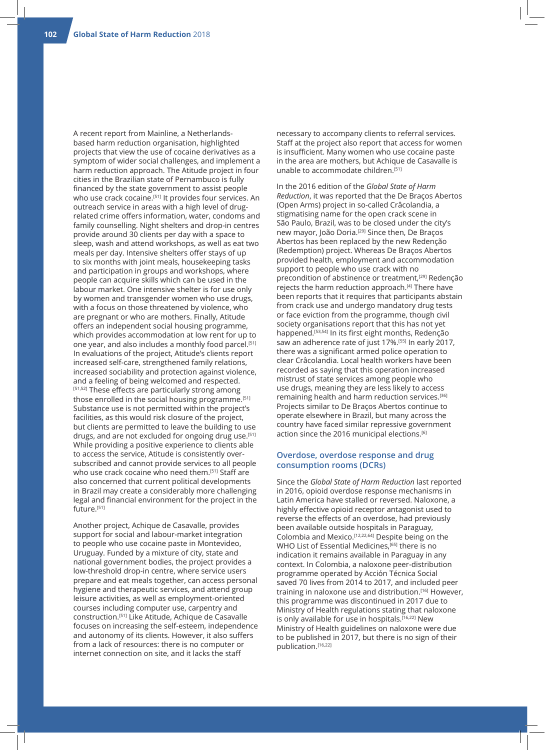A recent report from Mainline, a Netherlands-based harm reduction organisation, highlighted projects that view the use of cocaine derivatives as a symptom of wider social challenges, and implement a harm reduction approach. The Atitude project in four cities in the Brazilian state of Pernambuco is fully financed by the state government to assist people who use crack cocaine.[51] It provides four services. An outreach service in areas with a high level of drug-related crime offers information, water, condoms and family counselling. Night shelters and drop-in centres provide around 30 clients per day with a space to sleep, wash and attend workshops, as well as eat two meals per day. Intensive shelters offer stays of up to six months with joint meals, housekeeping tasks and participation in groups and workshops, where people can acquire skills which can be used in the labour market. One intensive shelter is for use only by women and transgender women who use drugs, with a focus on those threatened by violence, who are pregnant or who are mothers. Finally, Atitude offers an independent social housing programme, which provides accommodation at low rent for up to one year, and also includes a monthly food parcel.[51] In evaluations of the project, Atitude's clients report increased self-care, strengthened family relations, increased sociability and protection against violence, and a feeling of being welcomed and respected.[51,52] These effects are particularly strong among those enrolled in the social housing programme.[51] Substance use is not permitted within the project's facilities, as this would risk closure of the project, but clients are permitted to leave the building to use drugs, and are not excluded for ongoing drug use.[51] While providing a positive experience to clients able to access the service, Atitude is consistently over-subscribed and cannot provide services to all people who use crack cocaine who need them.[51] Staff are also concerned that current political developments in Brazil may create a considerably more challenging legal and financial environment for the project in the future.[51]

Another project, Achique de Casavalle, provides support for social and labour-market integration to people who use cocaine paste in Montevideo, Uruguay. Funded by a mixture of city, state and national government bodies, the project provides a low-threshold drop-in centre, where service users prepare and eat meals together, can access personal hygiene and therapeutic services, and attend group leisure activities, as well as employment-oriented courses including computer use, carpentry and construction.[51] Like Atitude, Achique de Casavalle focuses on increasing the self-esteem, independence and autonomy of its clients. However, it also suffers from a lack of resources: there is no computer or internet connection on site, and it lacks the staff necessary to accompany clients to referral services. Staff at the project also report that access for women is insufficient. Many women who use cocaine paste in the area are mothers, but Achique de Casavalle is unable to accommodate children.[51]

In the 2016 edition of the *Global State of Harm Reduction*, it was reported that the De Braços Abertos (Open Arms) project in so-called Crâcolandia, a stigmatising name for the open crack scene in São Paulo, Brazil, was to be closed under the city's new mayor, João Doria.[29] Since then, De Braços Abertos has been replaced by the new Redenção (Redemption) project. Whereas De Braços Abertos provided health, employment and accommodation support to people who use crack with no precondition of abstinence or treatment,[29] Redenção rejects the harm reduction approach.[4] There have been reports that it requires that participants abstain from crack use and undergo mandatory drug tests or face eviction from the programme, though civil society organisations report that this has not yet happened.[53,54] In its first eight months, Redenção saw an adherence rate of just 17%.[55] In early 2017, there was a significant armed police operation to clear Crâcolandia. Local health workers have been recorded as saying that this operation increased mistrust of state services among people who use drugs, meaning they are less likely to access remaining health and harm reduction services.[36] Projects similar to De Braços Abertos continue to operate elsewhere in Brazil, but many across the country have faced similar repressive government action since the 2016 municipal elections.[6]

## Overdose, overdose response and drug consumption rooms (DCRs)

Since the *Global State of Harm Reduction* last reported in 2016, opioid overdose response mechanisms in Latin America have stalled or reversed. Naloxone, a highly effective opioid receptor antagonist used to reverse the effects of an overdose, had previously been available outside hospitals in Paraguay, Colombia and Mexico.[12,22,64] Despite being on the WHO List of Essential Medicines,[65] there is no indication it remains available in Paraguay in any context. In Colombia, a naloxone peer-distribution programme operated by Acción Técnica Social saved 70 lives from 2014 to 2017, and included peer training in naloxone use and distribution.[16] However, this programme was discontinued in 2017 due to Ministry of Health regulations stating that naloxone is only available for use in hospitals.[16,22] New Ministry of Health guidelines on naloxone were due to be published in 2017, but there is no sign of their publication.[16,22]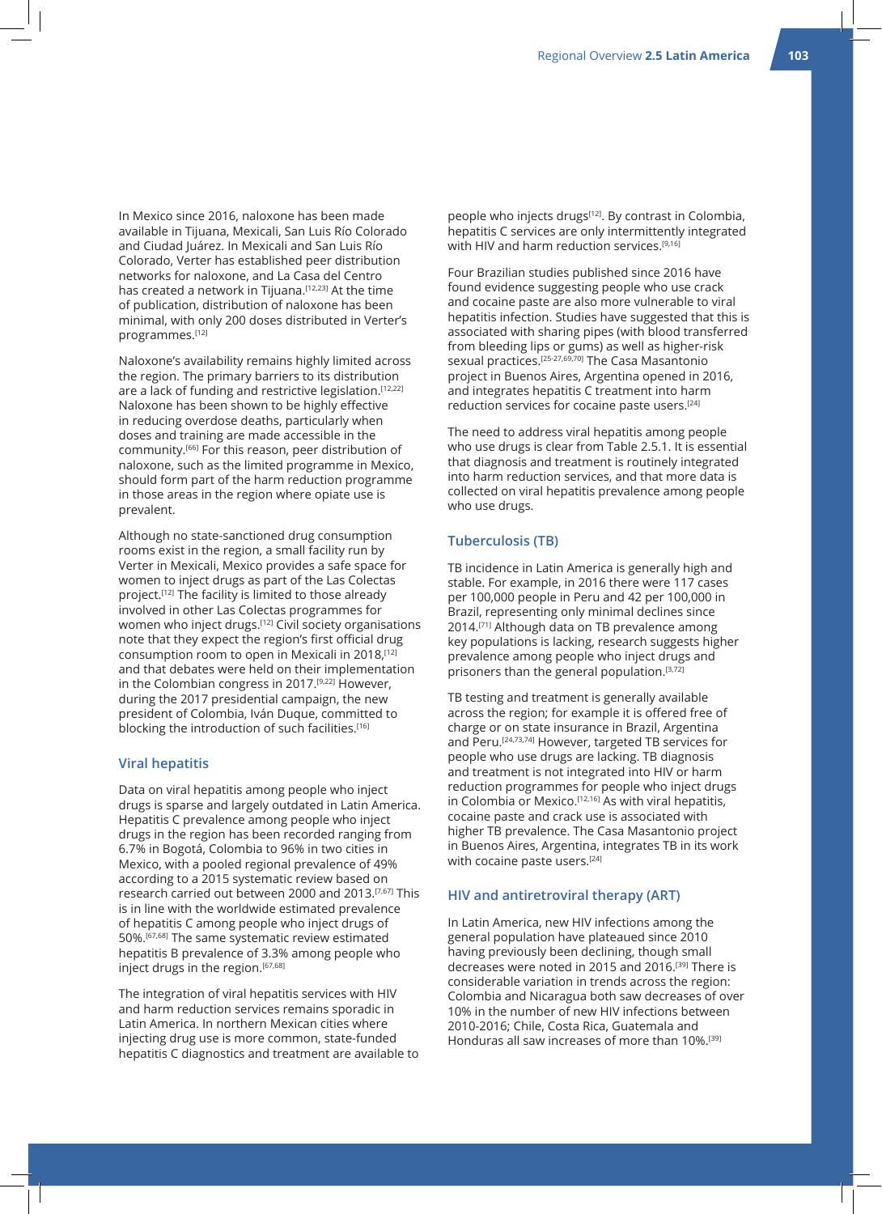In Mexico since 2016, naloxone has been made available in Tijuana, Mexicali, San Luis Río Colorado and Ciudad Juárez. In Mexicali and San Luis Río Colorado, Verter has established peer distribution networks for naloxone, and La Casa del Centro has created a network in Tijuana.[12,23] At the time of publication, distribution of naloxone has been minimal, with only 200 doses distributed in Verter's programmes.[12]

Naloxone's availability remains highly limited across the region. The primary barriers to its distribution are a lack of funding and restrictive legislation.[12,22] Naloxone has been shown to be highly effective in reducing overdose deaths, particularly when doses and training are made accessible in the community.[66] For this reason, peer distribution of naloxone, such as the limited programme in Mexico, should form part of the harm reduction programme in those areas in the region where opiate use is prevalent.

Although no state-sanctioned drug consumption rooms exist in the region, a small facility run by Verter in Mexicali, Mexico provides a safe space for women to inject drugs as part of the Las Colectas project.[12] The facility is limited to those already involved in other Las Colectas programmes for women who inject drugs.[12] Civil society organisations note that they expect the region's first official drug consumption room to open in Mexicali in 2018,[12] and that debates were held on their implementation in the Colombian congress in 2017.[9,22] However, during the 2017 presidential campaign, the new president of Colombia, Iván Duque, committed to blocking the introduction of such facilities.[16]

## Viral hepatitis

Data on viral hepatitis among people who inject drugs is sparse and largely outdated in Latin America. Hepatitis C prevalence among people who inject drugs in the region has been recorded ranging from 6.7% in Bogotá, Colombia to 96% in two cities in Mexico, with a pooled regional prevalence of 49% according to a 2015 systematic review based on research carried out between 2000 and 2013.[7,67] This is in line with the worldwide estimated prevalence of hepatitis C among people who inject drugs of 50%.[67,68] The same systematic review estimated hepatitis B prevalence of 3.3% among people who inject drugs in the region.[67,68]

The integration of viral hepatitis services with HIV and harm reduction services remains sporadic in Latin America. In northern Mexican cities where injecting drug use is more common, state-funded hepatitis C diagnostics and treatment are available to people who injects drugs[12]. By contrast in Colombia, hepatitis C services are only intermittently integrated with HIV and harm reduction services.[9,16]

Four Brazilian studies published since 2016 have found evidence suggesting people who use crack and cocaine paste are also more vulnerable to viral hepatitis infection. Studies have suggested that this is associated with sharing pipes (with blood transferred from bleeding lips or gums) as well as higher-risk sexual practices.[25-27,69,70] The Casa Masantonio project in Buenos Aires, Argentina opened in 2016, and integrates hepatitis C treatment into harm reduction services for cocaine paste users.[24]

The need to address viral hepatitis among people who use drugs is clear from Table 2.5.1. It is essential that diagnosis and treatment is routinely integrated into harm reduction services, and that more data is collected on viral hepatitis prevalence among people who use drugs.

## Tuberculosis (TB)

TB incidence in Latin America is generally high and stable. For example, in 2016 there were 117 cases per 100,000 people in Peru and 42 per 100,000 in Brazil, representing only minimal declines since 2014.[71] Although data on TB prevalence among key populations is lacking, research suggests higher prevalence among people who inject drugs and prisoners than the general population.[3,72]

TB testing and treatment is generally available across the region; for example it is offered free of charge or on state insurance in Brazil, Argentina and Peru.[24,73,74] However, targeted TB services for people who use drugs are lacking. TB diagnosis and treatment is not integrated into HIV or harm reduction programmes for people who inject drugs in Colombia or Mexico.[12,16] As with viral hepatitis, cocaine paste and crack use is associated with higher TB prevalence. The Casa Masantonio project in Buenos Aires, Argentina, integrates TB in its work with cocaine paste users.[24]

## HIV and antiretroviral therapy (ART)

In Latin America, new HIV infections among the general population have plateaued since 2010 having previously been declining, though small decreases were noted in 2015 and 2016.[39] There is considerable variation in trends across the region: Colombia and Nicaragua both saw decreases of over 10% in the number of new HIV infections between 2010-2016; Chile, Costa Rica, Guatemala and Honduras all saw increases of more than 10%.[39]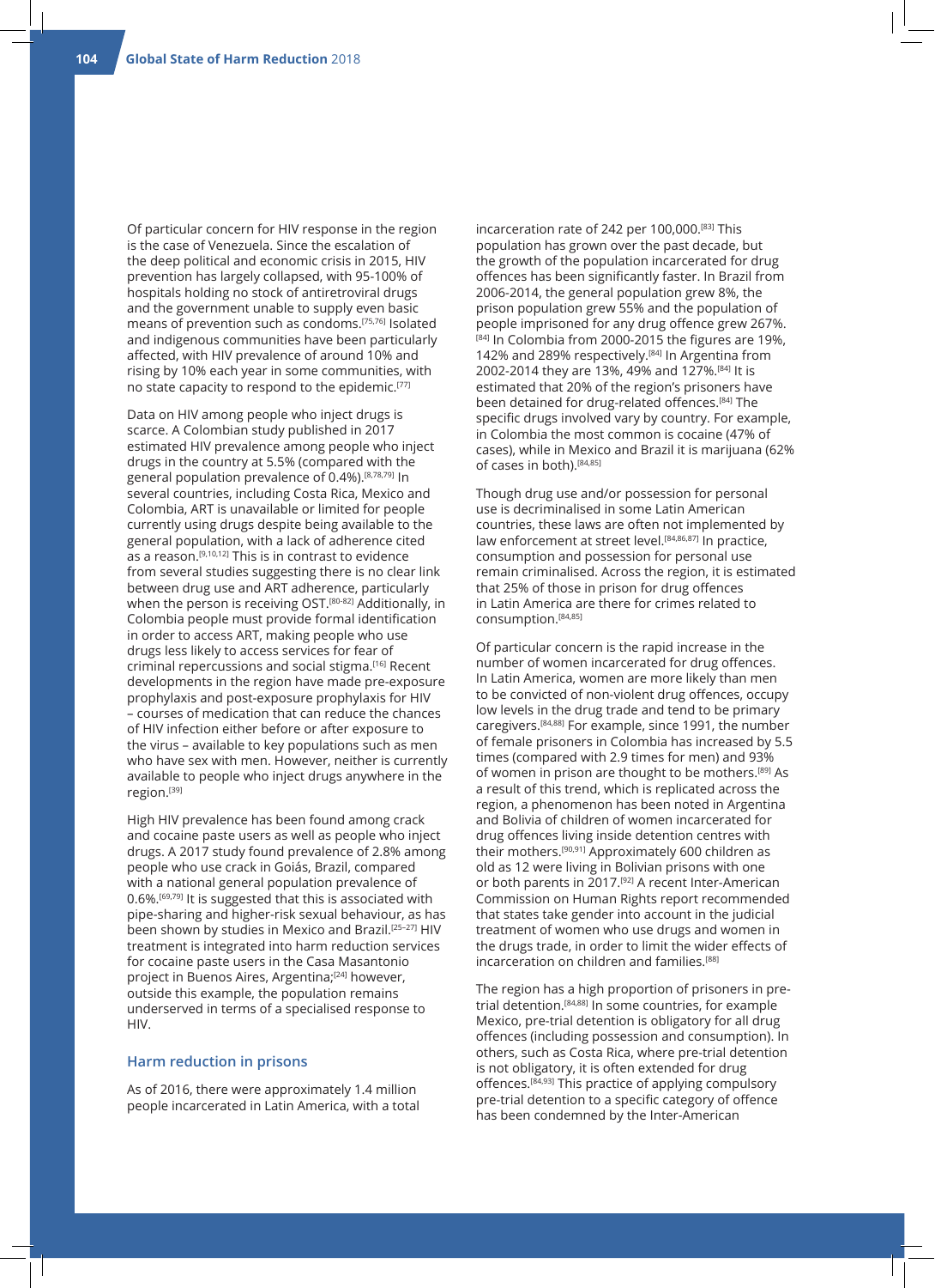Of particular concern for HIV response in the region is the case of Venezuela. Since the escalation of the deep political and economic crisis in 2015, HIV prevention has largely collapsed, with 95-100% of hospitals holding no stock of antiretroviral drugs and the government unable to supply even basic means of prevention such as condoms.[75,76] Isolated and indigenous communities have been particularly affected, with HIV prevalence of around 10% and rising by 10% each year in some communities, with no state capacity to respond to the epidemic.[77]

Data on HIV among people who inject drugs is scarce. A Colombian study published in 2017 estimated HIV prevalence among people who inject drugs in the country at 5.5% (compared with the general population prevalence of 0.4%).[8,78,79] In several countries, including Costa Rica, Mexico and Colombia, ART is unavailable or limited for people currently using drugs despite being available to the general population, with a lack of adherence cited as a reason.[9,10,12] This is in contrast to evidence from several studies suggesting there is no clear link between drug use and ART adherence, particularly when the person is receiving OST.[80-82] Additionally, in Colombia people must provide formal identification in order to access ART, making people who use drugs less likely to access services for fear of criminal repercussions and social stigma.[16] Recent developments in the region have made pre-exposure prophylaxis and post-exposure prophylaxis for HIV – courses of medication that can reduce the chances of HIV infection either before or after exposure to the virus – available to key populations such as men who have sex with men. However, neither is currently available to people who inject drugs anywhere in the region.[39]

High HIV prevalence has been found among crack and cocaine paste users as well as people who inject drugs. A 2017 study found prevalence of 2.8% among people who use crack in Goiás, Brazil, compared with a national general population prevalence of 0.6%.[69,79] It is suggested that this is associated with pipe-sharing and higher-risk sexual behaviour, as has been shown by studies in Mexico and Brazil.[25–27] HIV treatment is integrated into harm reduction services for cocaine paste users in the Casa Masantonio project in Buenos Aires, Argentina;[24] however, outside this example, the population remains underserved in terms of a specialised response to HIV.

### Harm reduction in prisons

As of 2016, there were approximately 1.4 million people incarcerated in Latin America, with a total incarceration rate of 242 per 100,000.[83] This population has grown over the past decade, but the growth of the population incarcerated for drug offences has been significantly faster. In Brazil from 2006-2014, the general population grew 8%, the prison population grew 55% and the population of people imprisoned for any drug offence grew 267%.[84] In Colombia from 2000-2015 the figures are 19%, 142% and 289% respectively.[84] In Argentina from 2002-2014 they are 13%, 49% and 127%.[84] It is estimated that 20% of the region's prisoners have been detained for drug-related offences.[84] The specific drugs involved vary by country. For example, in Colombia the most common is cocaine (47% of cases), while in Mexico and Brazil it is marijuana (62% of cases in both).[84,85]

Though drug use and/or possession for personal use is decriminalised in some Latin American countries, these laws are often not implemented by law enforcement at street level.[84,86,87] In practice, consumption and possession for personal use remain criminalised. Across the region, it is estimated that 25% of those in prison for drug offences in Latin America are there for crimes related to consumption.[84,85]

Of particular concern is the rapid increase in the number of women incarcerated for drug offences. In Latin America, women are more likely than men to be convicted of non-violent drug offences, occupy low levels in the drug trade and tend to be primary caregivers.[84,88] For example, since 1991, the number of female prisoners in Colombia has increased by 5.5 times (compared with 2.9 times for men) and 93% of women in prison are thought to be mothers.[89] As a result of this trend, which is replicated across the region, a phenomenon has been noted in Argentina and Bolivia of children of women incarcerated for drug offences living inside detention centres with their mothers.[90,91] Approximately 600 children as old as 12 were living in Bolivian prisons with one or both parents in 2017.[92] A recent Inter-American Commission on Human Rights report recommended that states take gender into account in the judicial treatment of women who use drugs and women in the drugs trade, in order to limit the wider effects of incarceration on children and families.[88]

The region has a high proportion of prisoners in pre-trial detention.[84,88] In some countries, for example Mexico, pre-trial detention is obligatory for all drug offences (including possession and consumption). In others, such as Costa Rica, where pre-trial detention is not obligatory, it is often extended for drug offences.[84,93] This practice of applying compulsory pre-trial detention to a specific category of offence has been condemned by the Inter-American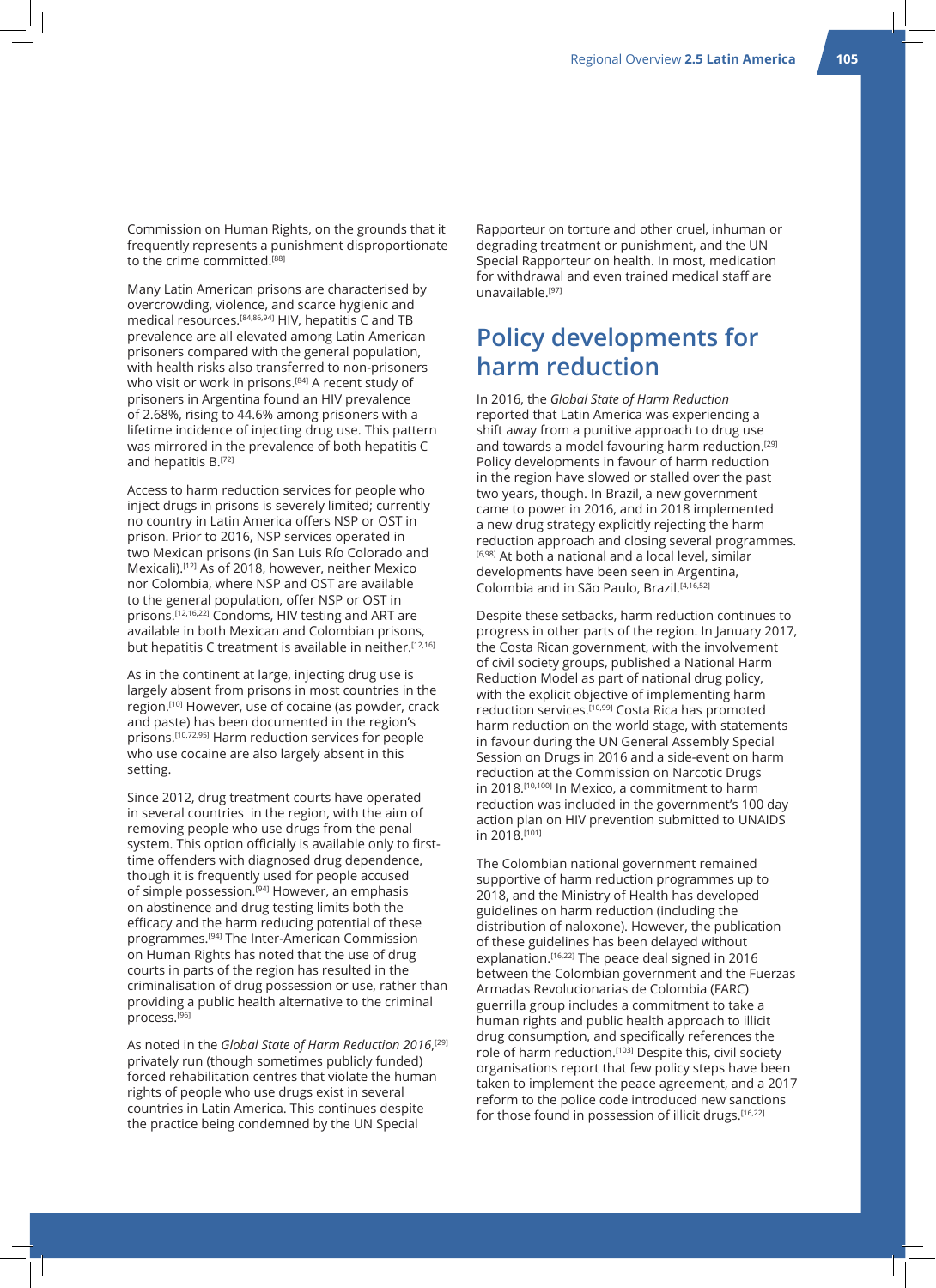Commission on Human Rights, on the grounds that it frequently represents a punishment disproportionate to the crime committed.[88]

Many Latin American prisons are characterised by overcrowding, violence, and scarce hygienic and medical resources.[84,86,94] HIV, hepatitis C and TB prevalence are all elevated among Latin American prisoners compared with the general population, with health risks also transferred to non-prisoners who visit or work in prisons.[84] A recent study of prisoners in Argentina found an HIV prevalence of 2.68%, rising to 44.6% among prisoners with a lifetime incidence of injecting drug use. This pattern was mirrored in the prevalence of both hepatitis C and hepatitis B.[72]

Access to harm reduction services for people who inject drugs in prisons is severely limited; currently no country in Latin America offers NSP or OST in prison. Prior to 2016, NSP services operated in two Mexican prisons (in San Luis Río Colorado and Mexicali).[12] As of 2018, however, neither Mexico nor Colombia, where NSP and OST are available to the general population, offer NSP or OST in prisons.[12,16,22] Condoms, HIV testing and ART are available in both Mexican and Colombian prisons, but hepatitis C treatment is available in neither.[12,16]

As in the continent at large, injecting drug use is largely absent from prisons in most countries in the region.[10] However, use of cocaine (as powder, crack and paste) has been documented in the region's prisons.[10,72,95] Harm reduction services for people who use cocaine are also largely absent in this setting.

Since 2012, drug treatment courts have operated in several countries in the region, with the aim of removing people who use drugs from the penal system. This option officially is available only to first-time offenders with diagnosed drug dependence, though it is frequently used for people accused of simple possession.[94] However, an emphasis on abstinence and drug testing limits both the efficacy and the harm reducing potential of these programmes.[94] The Inter-American Commission on Human Rights has noted that the use of drug courts in parts of the region has resulted in the criminalisation of drug possession or use, rather than providing a public health alternative to the criminal process.[96]

As noted in the *Global State of Harm Reduction 2016*,[29] privately run (though sometimes publicly funded) forced rehabilitation centres that violate the human rights of people who use drugs exist in several countries in Latin America. This continues despite the practice being condemned by the UN Special Rapporteur on torture and other cruel, inhuman or degrading treatment or punishment, and the UN Special Rapporteur on health. In most, medication for withdrawal and even trained medical staff are unavailable.[97]

## Policy developments for harm reduction

In 2016, the *Global State of Harm Reduction* reported that Latin America was experiencing a shift away from a punitive approach to drug use and towards a model favouring harm reduction.[29] Policy developments in favour of harm reduction in the region have slowed or stalled over the past two years, though. In Brazil, a new government came to power in 2016, and in 2018 implemented a new drug strategy explicitly rejecting the harm reduction approach and closing several programmes.[6,98] At both a national and a local level, similar developments have been seen in Argentina, Colombia and in São Paulo, Brazil.[4,16,52]

Despite these setbacks, harm reduction continues to progress in other parts of the region. In January 2017, the Costa Rican government, with the involvement of civil society groups, published a National Harm Reduction Model as part of national drug policy, with the explicit objective of implementing harm reduction services.[10,99] Costa Rica has promoted harm reduction on the world stage, with statements in favour during the UN General Assembly Special Session on Drugs in 2016 and a side-event on harm reduction at the Commission on Narcotic Drugs in 2018.[10,100] In Mexico, a commitment to harm reduction was included in the government's 100 day action plan on HIV prevention submitted to UNAIDS in 2018.[101]

The Colombian national government remained supportive of harm reduction programmes up to 2018, and the Ministry of Health has developed guidelines on harm reduction (including the distribution of naloxone). However, the publication of these guidelines has been delayed without explanation.[16,22] The peace deal signed in 2016 between the Colombian government and the Fuerzas Armadas Revolucionarias de Colombia (FARC) guerrilla group includes a commitment to take a human rights and public health approach to illicit drug consumption, and specifically references the role of harm reduction.[103] Despite this, civil society organisations report that few policy steps have been taken to implement the peace agreement, and a 2017 reform to the police code introduced new sanctions for those found in possession of illicit drugs.[16,22]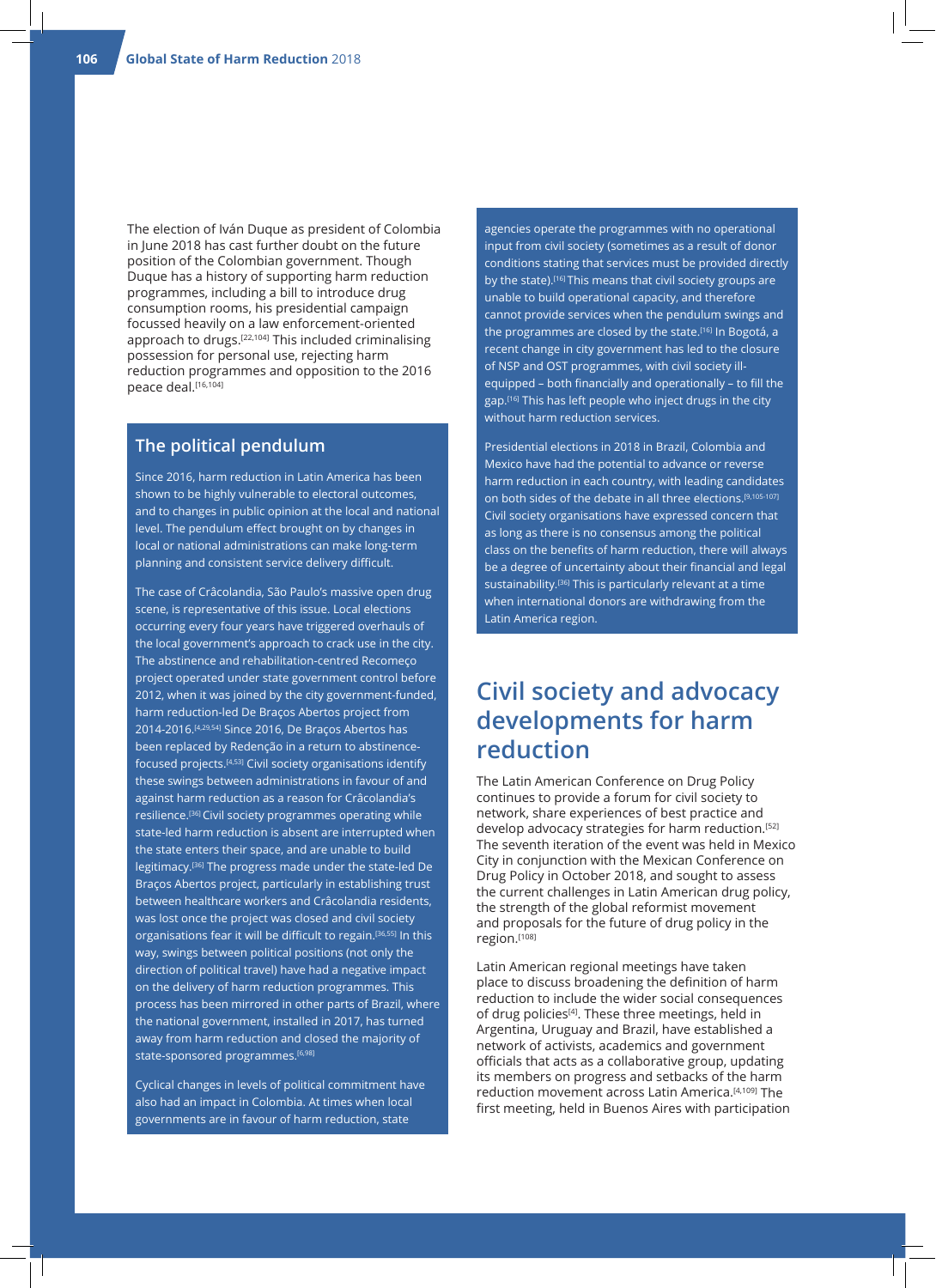The election of Iván Duque as president of Colombia in June 2018 has cast further doubt on the future position of the Colombian government. Though Duque has a history of supporting harm reduction programmes, including a bill to introduce drug consumption rooms, his presidential campaign focussed heavily on a law enforcement-oriented approach to drugs.[22,104] This included criminalising possession for personal use, rejecting harm reduction programmes and opposition to the 2016 peace deal.[16,104]

## The political pendulum

Since 2016, harm reduction in Latin America has been shown to be highly vulnerable to electoral outcomes, and to changes in public opinion at the local and national level. The pendulum effect brought on by changes in local or national administrations can make long-term planning and consistent service delivery difficult.

The case of Crâcolandia, São Paulo's massive open drug scene, is representative of this issue. Local elections occurring every four years have triggered overhauls of the local government's approach to crack use in the city. The abstinence and rehabilitation-centred Recomeço project operated under state government control before 2012, when it was joined by the city government-funded, harm reduction-led De Braços Abertos project from 2014-2016.[4,29,54] Since 2016, De Braços Abertos has been replaced by Redenção in a return to abstinence-focused projects.[4,53] Civil society organisations identify these swings between administrations in favour of and against harm reduction as a reason for Crâcolandia's resilience.[36] Civil society programmes operating while state-led harm reduction is absent are interrupted when the state enters their space, and are unable to build legitimacy.[36] The progress made under the state-led De Braços Abertos project, particularly in establishing trust between healthcare workers and Crâcolandia residents, was lost once the project was closed and civil society organisations fear it will be difficult to regain.[36,55] In this way, swings between political positions (not only the direction of political travel) have had a negative impact on the delivery of harm reduction programmes. This process has been mirrored in other parts of Brazil, where the national government, installed in 2017, has turned away from harm reduction and closed the majority of state-sponsored programmes.[6,98]

Cyclical changes in levels of political commitment have also had an impact in Colombia. At times when local governments are in favour of harm reduction, state agencies operate the programmes with no operational input from civil society (sometimes as a result of donor conditions stating that services must be provided directly by the state).[16] This means that civil society groups are unable to build operational capacity, and therefore cannot provide services when the pendulum swings and the programmes are closed by the state.[16] In Bogotá, a recent change in city government has led to the closure of NSP and OST programmes, with civil society ill-equipped – both financially and operationally – to fill the gap.[16] This has left people who inject drugs in the city without harm reduction services.

Presidential elections in 2018 in Brazil, Colombia and Mexico have had the potential to advance or reverse harm reduction in each country, with leading candidates on both sides of the debate in all three elections.[9,105-107] Civil society organisations have expressed concern that as long as there is no consensus among the political class on the benefits of harm reduction, there will always be a degree of uncertainty about their financial and legal sustainability.[36] This is particularly relevant at a time when international donors are withdrawing from the Latin America region.

## Civil society and advocacy developments for harm reduction

The Latin American Conference on Drug Policy continues to provide a forum for civil society to network, share experiences of best practice and develop advocacy strategies for harm reduction.[52] The seventh iteration of the event was held in Mexico City in conjunction with the Mexican Conference on Drug Policy in October 2018, and sought to assess the current challenges in Latin American drug policy, the strength of the global reformist movement and proposals for the future of drug policy in the region.[108]

Latin American regional meetings have taken place to discuss broadening the definition of harm reduction to include the wider social consequences of drug policies[4]. These three meetings, held in Argentina, Uruguay and Brazil, have established a network of activists, academics and government officials that acts as a collaborative group, updating its members on progress and setbacks of the harm reduction movement across Latin America.[4,109] The first meeting, held in Buenos Aires with participation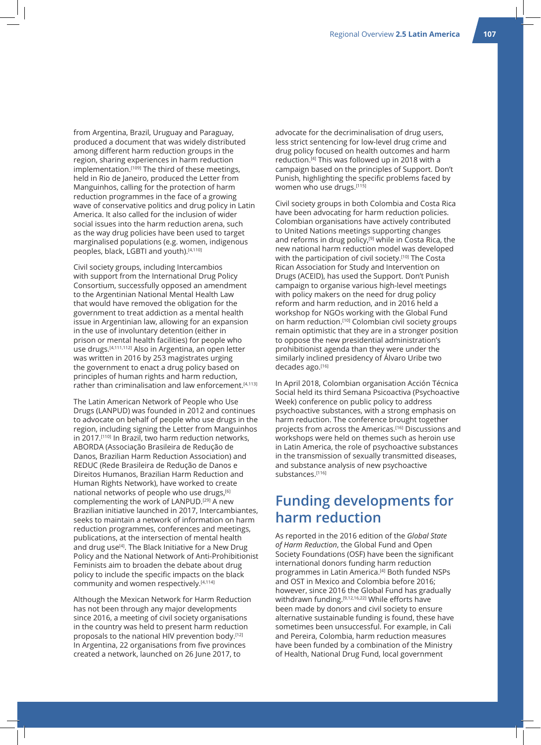from Argentina, Brazil, Uruguay and Paraguay, produced a document that was widely distributed among different harm reduction groups in the region, sharing experiences in harm reduction implementation.[109] The third of these meetings, held in Rio de Janeiro, produced the Letter from Manguinhos, calling for the protection of harm reduction programmes in the face of a growing wave of conservative politics and drug policy in Latin America. It also called for the inclusion of wider social issues into the harm reduction arena, such as the way drug policies have been used to target marginalised populations (e.g. women, indigenous peoples, black, LGBTI and youth).[4,110]

Civil society groups, including Intercambios with support from the International Drug Policy Consortium, successfully opposed an amendment to the Argentinian National Mental Health Law that would have removed the obligation for the government to treat addiction as a mental health issue in Argentinian law, allowing for an expansion in the use of involuntary detention (either in prison or mental health facilities) for people who use drugs.[4,111,112] Also in Argentina, an open letter was written in 2016 by 253 magistrates urging the government to enact a drug policy based on principles of human rights and harm reduction, rather than criminalisation and law enforcement.[4,113]

The Latin American Network of People who Use Drugs (LANPUD) was founded in 2012 and continues to advocate on behalf of people who use drugs in the region, including signing the Letter from Manguinhos in 2017.[110] In Brazil, two harm reduction networks, ABORDA (Associação Brasileira de Redução de Danos, Brazilian Harm Reduction Association) and REDUC (Rede Brasileira de Redução de Danos e Direitos Humanos, Brazilian Harm Reduction and Human Rights Network), have worked to create national networks of people who use drugs,[6] complementing the work of LANPUD.[29] A new Brazilian initiative launched in 2017, Intercambiantes, seeks to maintain a network of information on harm reduction programmes, conferences and meetings, publications, at the intersection of mental health and drug use[4]. The Black Initiative for a New Drug Policy and the National Network of Anti-Prohibitionist Feminists aim to broaden the debate about drug policy to include the specific impacts on the black community and women respectively.[4,114]

Although the Mexican Network for Harm Reduction has not been through any major developments since 2016, a meeting of civil society organisations in the country was held to present harm reduction proposals to the national HIV prevention body.[12] In Argentina, 22 organisations from five provinces created a network, launched on 26 June 2017, to advocate for the decriminalisation of drug users, less strict sentencing for low-level drug crime and drug policy focused on health outcomes and harm reduction.[4] This was followed up in 2018 with a campaign based on the principles of Support. Don't Punish, highlighting the specific problems faced by women who use drugs.[115]

Civil society groups in both Colombia and Costa Rica have been advocating for harm reduction policies. Colombian organisations have actively contributed to United Nations meetings supporting changes and reforms in drug policy,[9] while in Costa Rica, the new national harm reduction model was developed with the participation of civil society.[10] The Costa Rican Association for Study and Intervention on Drugs (ACEID), has used the Support. Don't Punish campaign to organise various high-level meetings with policy makers on the need for drug policy reform and harm reduction, and in 2016 held a workshop for NGOs working with the Global Fund on harm reduction.[10] Colombian civil society groups remain optimistic that they are in a stronger position to oppose the new presidential administration's prohibitionist agenda than they were under the similarly inclined presidency of Álvaro Uribe two decades ago.[16]

In April 2018, Colombian organisation Acción Técnica Social held its third Semana Psicoactiva (Psychoactive Week) conference on public policy to address psychoactive substances, with a strong emphasis on harm reduction. The conference brought together projects from across the Americas.[16] Discussions and workshops were held on themes such as heroin use in Latin America, the role of psychoactive substances in the transmission of sexually transmitted diseases, and substance analysis of new psychoactive substances.[116]

## Funding developments for harm reduction

As reported in the 2016 edition of the *Global State of Harm Reduction*, the Global Fund and Open Society Foundations (OSF) have been the significant international donors funding harm reduction programmes in Latin America.[4] Both funded NSPs and OST in Mexico and Colombia before 2016; however, since 2016 the Global Fund has gradually withdrawn funding.[9,12,16,22] While efforts have been made by donors and civil society to ensure alternative sustainable funding is found, these have sometimes been unsuccessful. For example, in Cali and Pereira, Colombia, harm reduction measures have been funded by a combination of the Ministry of Health, National Drug Fund, local government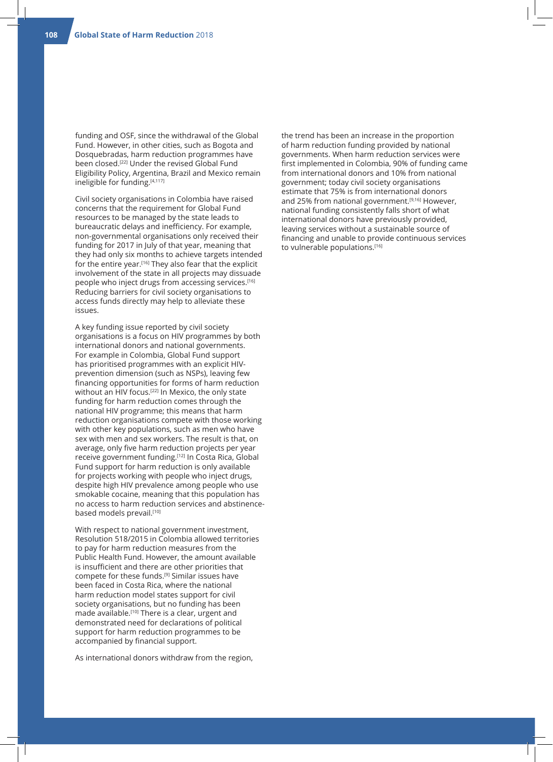funding and OSF, since the withdrawal of the Global Fund. However, in other cities, such as Bogota and Dosquebradas, harm reduction programmes have been closed.[22] Under the revised Global Fund Eligibility Policy, Argentina, Brazil and Mexico remain ineligible for funding.[4,117]

Civil society organisations in Colombia have raised concerns that the requirement for Global Fund resources to be managed by the state leads to bureaucratic delays and inefficiency. For example, non-governmental organisations only received their funding for 2017 in July of that year, meaning that they had only six months to achieve targets intended for the entire year.[16] They also fear that the explicit involvement of the state in all projects may dissuade people who inject drugs from accessing services.[16] Reducing barriers for civil society organisations to access funds directly may help to alleviate these issues.

A key funding issue reported by civil society organisations is a focus on HIV programmes by both international donors and national governments. For example in Colombia, Global Fund support has prioritised programmes with an explicit HIV-prevention dimension (such as NSPs), leaving few financing opportunities for forms of harm reduction without an HIV focus.[22] In Mexico, the only state funding for harm reduction comes through the national HIV programme; this means that harm reduction organisations compete with those working with other key populations, such as men who have sex with men and sex workers. The result is that, on average, only five harm reduction projects per year receive government funding.[12] In Costa Rica, Global Fund support for harm reduction is only available for projects working with people who inject drugs, despite high HIV prevalence among people who use smokable cocaine, meaning that this population has no access to harm reduction services and abstinence-based models prevail.[10]

With respect to national government investment, Resolution 518/2015 in Colombia allowed territories to pay for harm reduction measures from the Public Health Fund. However, the amount available is insufficient and there are other priorities that compete for these funds.[9] Similar issues have been faced in Costa Rica, where the national harm reduction model states support for civil society organisations, but no funding has been made available.[10] There is a clear, urgent and demonstrated need for declarations of political support for harm reduction programmes to be accompanied by financial support.

As international donors withdraw from the region, the trend has been an increase in the proportion of harm reduction funding provided by national governments. When harm reduction services were first implemented in Colombia, 90% of funding came from international donors and 10% from national government; today civil society organisations estimate that 75% is from international donors and 25% from national government.[9,16] However, national funding consistently falls short of what international donors have previously provided, leaving services without a sustainable source of financing and unable to provide continuous services to vulnerable populations.[16]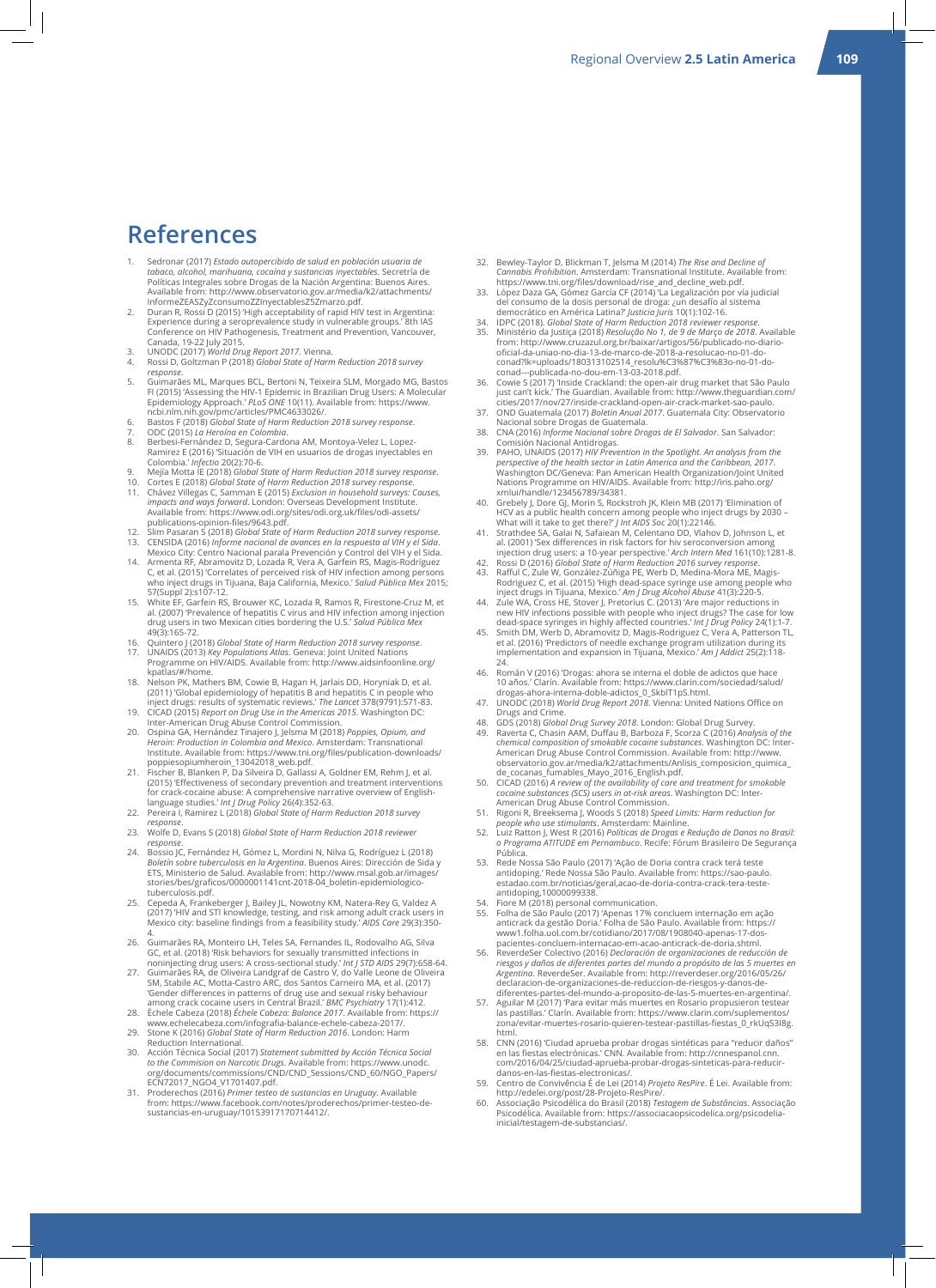# References

1. Sedronar (2017) *Estado autopercibido de salud en población usuaria de tabaco, alcohol, marihuana, cocaína y sustancias inyectables*. Secretría de Políticas Integrales sobre Drogas de la Nación Argentina: Buenos Aires. Available from: http://www.observatorio.gov.ar/media/k2/attachments/InformeZEASZyZconsumoZZInyectablesZ5Zmarzo.pdf.
2. Duran R, Rossi D (2015) 'High acceptability of rapid HIV test in Argentina: Experience during a seroprevalence study in vulnerable groups.' 8th IAS Conference on HIV Pathogenesis, Treatment and Prevention, Vancouver, Canada, 19-22 July 2015.
3. UNODC (2017) *World Drug Report 2017*. Vienna.
4. Rossi D, Goltzman P (2018) *Global State of Harm Reduction 2018 survey response*.
5. Guimarães ML, Marques BCL, Bertoni N, Teixeira SLM, Morgado MG, Bastos FI (2015) 'Assessing the HIV-1 Epidemic in Brazilian Drug Users: A Molecular Epidemiology Approach.' *PLoS ONE* 10(11). Available from: https://www.ncbi.nlm.nih.gov/pmc/articles/PMC4633026/.
6. Bastos F (2018) *Global State of Harm Reduction 2018 survey response*.
7. ODC (2015) *La Heroína en Colombia*.
8. Berbesi-Fernández D, Segura-Cardona AM, Montoya-Velez L, Lopez-Ramirez E (2016) 'Situación de VIH en usuarios de drogas inyectables en Colombia.' *Infectio* 20(2):70-6.
9. Mejía Motta IE (2018) *Global State of Harm Reduction 2018 survey response*.
10. Cortes E (2018) *Global State of Harm Reduction 2018 survey response*.
11. Chávez Villegas C, Samman E (2015) *Exclusion in household surveys: Causes, impacts and ways forward*. London: Overseas Development Institute. Available from: https://www.odi.org/sites/odi.org.uk/files/odi-assets/publications-opinion-files/9643.pdf.
12. Slim Pasaran S (2018) *Global State of Harm Reduction 2018 survey response*.
13. CENSIDA (2016) *Informe nacional de avances en la respuesta al VIH y el Sida*. Mexico City: Centro Nacional parala Prevención y Control del VIH y el Sida.
14. Armenta RF, Abramovitz D, Lozada R, Vera A, Garfein RS, Magis-Rodríguez C, et al. (2015) 'Correlates of perceived risk of HIV infection among persons who inject drugs in Tijuana, Baja California, Mexico.' *Salud Pública Mex* 2015; 57(Suppl 2):s107-12.
15. White EF, Garfein RS, Brouwer KC, Lozada R, Ramos R, Firestone-Cruz M, et al. (2007) 'Prevalence of hepatitis C virus and HIV infection among injection drug users in two Mexican cities bordering the U.S.' *Salud Pública Mex* 49(3):165-72.
16. Quintero J (2018) *Global State of Harm Reduction 2018 survey response*.
17. UNAIDS (2013) *Key Populations Atlas*. Geneva: Joint United Nations Programme on HIV/AIDS. Available from: http://www.aidsinfoonline.org/kpatlas/#/home.
18. Nelson PK, Mathers BM, Cowie B, Hagan H, Jarlais DD, Horyniak D, et al. (2011) 'Global epidemiology of hepatitis B and hepatitis C in people who inject drugs: results of systematic reviews.' *The Lancet* 378(9791):571-83.
19. CICAD (2015) *Report on Drug Use in the Americas 2015*. Washington DC: Inter-American Drug Abuse Control Commission.
20. Ospina GA, Hernández Tinajero J, Jelsma M (2018) *Poppies, Opium, and Heroin: Production in Colombia and Mexico*. Amsterdam: Transnational Institute. Available from: https://www.tni.org/files/publication-downloads/poppiesopiumheroin_13042018_web.pdf.
21. Fischer B, Blanken P, Da Silveira D, Gallassi A, Goldner EM, Rehm J, et al. (2015) 'Effectiveness of secondary prevention and treatment interventions for crack-cocaine abuse: A comprehensive narrative overview of English-language studies.' *Int J Drug Policy* 26(4):352-63.
22. Pereira I, Ramirez L (2018) *Global State of Harm Reduction 2018 survey response*.
23. Wolfe D, Evans S (2018) *Global State of Harm Reduction 2018 reviewer response*.
24. Bossio JC, Fernández H, Gómez L, Mordini N, Nilva G, Rodríguez L (2018) *Boletín sobre tuberculosis en la Argentina*. Buenos Aires: Dirección de Sida y ETS, Ministerio de Salud. Available from: http://www.msal.gob.ar/images/stories/bes/graficos/0000001141cnt-2018-04_boletin-epidemiologico-tuberculosis.pdf.
25. Cepeda A, Frankeberger J, Bailey JL, Nowotny KM, Natera-Rey G, Valdez A (2017) 'HIV and STI knowledge, testing, and risk among adult crack users in Mexico city: baseline findings from a feasibility study.' *AIDS Care* 29(3):350-4.
26. Guimarães RA, Monteiro LH, Teles SA, Fernandes IL, Rodovalho AG, Silva GC, et al. (2018) 'Risk behaviors for sexually transmitted infections in noninjecting drug users: A cross-sectional study.' *Int J STD AIDS* 29(7):658-64.
27. Guimarães RA, de Oliveira Landgraf de Castro V, do Valle Leone de Oliveira SM, Stabile AC, Motta-Castro ARC, dos Santos Carneiro MA, et al. (2017) 'Gender differences in patterns of drug use and sexual risky behaviour among crack cocaine users in Central Brazil.' *BMC Psychiatry* 17(1):412.
28. Échele Cabeza (2018) *Échele Cabeza: Balance 2017*. Available from: https://www.echelecabeza.com/infografia-balance-echele-cabeza-2017/.
29. Stone K (2016) *Global State of Harm Reduction 2016*. London: Harm Reduction International.
30. Acción Técnica Social (2017) *Statement submitted by Acción Técnica Social to the Commision on Narcotic Drugs*. Available from: https://www.unodc.org/documents/commissions/CND/CND_Sessions/CND_60/NGO_Papers/ECN72017_NGO4_V1701407.pdf.
31. Proderechos (2016) *Primer testeo de sustancias en Uruguay*. Available from: https://www.facebook.com/notes/proderechos/primer-testeo-de-sustancias-en-uruguay/10153917170714412/.
32. Bewley-Taylor D, Blickman T, Jelsma M (2014) *The Rise and Decline of Cannabis Prohibition*. Amsterdam: Transnational Institute. Available from: https://www.tni.org/files/download/rise_and_decline_web.pdf.
33. López Daza GA, Gómez García CF (2014) 'La Legalización por vía judicial del consumo de la dosis personal de droga: ¿un desafío al sistema democrático en América Latina?' *Justicia Juris* 10(1):102-16.
34. IDPC (2018). *Global State of Harm Reduction 2018 reviewer response*.
35. Ministério da Justiça (2018) *Resolução No 1, de 9 de Março de 2018*. Available from: http://www.cruzazul.org.br/baixar/artigos/56/publicado-no-diario-oficial-da-uniao-no-dia-13-de-marco-de-2018-a-resolucao-no-01-do-conad?lk=uploads/180313102514_resolu%C3%87%C3%83o-no-01-do-conad—publicada-no-dou-em-13-03-2018.pdf.
36. Cowie S (2017) 'Inside Crackland: the open-air drug market that São Paulo just can't kick.' The Guardian. Available from: http://www.theguardian.com/cities/2017/nov/27/inside-crackland-open-air-crack-market-sao-paulo.
37. OND Guatemala (2017) *Boletin Anual 2017*. Guatemala City: Observatorio Nacional sobre Drogas de Guatemala.
38. CNA (2016) *Informe Nacional sobre Drogas de El Salvador*. San Salvador: Comisión Nacional Antidrogas.
39. PAHO, UNAIDS (2017) *HIV Prevention in the Spotlight. An analysis from the perspective of the health sector in Latin America and the Caribbean, 2017*. Washington DC/Geneva: Pan American Health Organization/Joint United Nations Programme on HIV/AIDS. Available from: http://iris.paho.org/xmlui/handle/123456789/34381.
40. Grebely J, Dore GJ, Morin S, Rockstroh JK, Klein MB (2017) 'Elimination of HCV as a public health concern among people who inject drugs by 2030 – What will it take to get there?' *J Int AIDS Soc* 20(1):22146.
41. Strathdee SA, Galai N, Safaiean M, Celentano DD, Vlahov D, Johnson L, et al. (2001) 'Sex differences in risk factors for hiv seroconversion among injection drug users: a 10-year perspective.' *Arch Intern Med* 161(10):1281-8.
42. Rossi D (2016) *Global State of Harm Reduction 2016 survey response*.
43. Rafful C, Zule W, González-Zúñiga PE, Werb D, Medina-Mora ME, Magis-Rodriguez C, et al. (2015) 'High dead-space syringe use among people who inject drugs in Tijuana, Mexico.' *Am J Drug Alcohol Abuse* 41(3):220-5.
44. Zule WA, Cross HE, Stover J, Pretorius C. (2013) 'Are major reductions in new HIV infections possible with people who inject drugs? The case for low dead-space syringes in highly affected countries.' *Int J Drug Policy* 24(1):1-7.
45. Smith DM, Werb D, Abramovitz D, Magis-Rodriguez C, Vera A, Patterson TL, et al. (2016) 'Predictors of needle exchange program utilization during its implementation and expansion in Tijuana, Mexico.' *Am J Addict* 25(2):118-24.
46. Román V (2016) 'Drogas: ahora se interna el doble de adictos que hace 10 años.' Clarín. Available from: https://www.clarin.com/sociedad/salud/drogas-ahora-interna-doble-adictos_0_SkblT1pS.html.
47. UNODC (2018) *World Drug Report 2018*. Vienna: United Nations Office on Drugs and Crime.
48. GDS (2018) *Global Drug Survey 2018*. London: Global Drug Survey.
49. Raverta C, Chasin AAM, Duffau B, Barboza F, Scorza C (2016) *Analysis of the chemical composition of smokable cocaine substances*. Washington DC: Inter-American Drug Abuse Control Commission. Available from: http://www.observatorio.gov.ar/media/k2/attachments/Anlisis_composicion_quimica_de_cocanas_fumables_Mayo_2016_English.pdf.
50. CICAD (2016) *A review of the availability of care and treatment for smokable cocaine substances (SCS) users in at-risk areas*. Washington DC: Inter-American Drug Abuse Control Commission.
51. Rigoni R, Breeksema J, Woods S (2018) *Speed Limits: Harm reduction for people who use stimulants*. Amsterdam: Mainline.
52. Luiz Ratton J, West R (2016) *Políticas de Drogas e Redução de Danos no Brasil: o Programa ATITUDE em Pernambuco*. Recife: Fórum Brasileiro De Segurança Pública.
53. Rede Nossa São Paulo (2017) 'Ação de Doria contra crack terá teste antidoping.' Rede Nossa São Paulo. Available from: https://sao-paulo.estadao.com.br/noticias/geral,acao-de-doria-contra-crack-tera-teste-antidoping,10000099338.
54. Fiore M (2018) personal communication.
55. Folha de São Paulo (2017) 'Apenas 17% concluem internação em ação anticrack da gestão Doria.' Folha de São Paulo. Available from: https://www1.folha.uol.com.br/cotidiano/2017/08/1908040-apenas-17-dos-pacientes-concluem-internacao-em-acao-anticrack-de-doria.shtml.
56. ReverdeSer Colectivo (2016) *Declaración de organizaciones de reducción de riesgos y daños de diferentes partes del mundo a propósito de las 5 muertes en Argentina*. ReverdeSer. Available from: http://reverdeser.org/2016/05/26/declaracion-de-organizaciones-de-reduccion-de-riesgos-y-danos-de-diferentes-partes-del-mundo-a-proposito-de-las-5-muertes-en-argentina/.
57. Aguilar M (2017) 'Para evitar más muertes en Rosario propusieron testear las pastillas.' Clarín. Available from: https://www.clarin.com/suplementos/zona/evitar-muertes-rosario-quieren-testear-pastillas-fiestas_0_rkUqS3l8g.html.
58. CNN (2016) 'Ciudad aprueba probar drogas sintéticas para "reducir daños" en las fiestas electrónicas.' CNN. Available from: http://cnnespanol.cnn.com/2016/04/25/ciudad-aprueba-probar-drogas-sinteticas-para-reducir-danos-en-las-fiestas-electronicas/.
59. Centro de Convivência É de Lei (2014) *Projeto ResPire*. É Lei. Available from: http://edelei.org/post/28-Projeto-ResPire/.
60. Associação Psicodélica do Brasil (2018) *Testagem de Substâncias*. Associação Psicodélica. Available from: https://associacaopsicodelica.org/psicodelia-inicial/testagem-de-substancias/.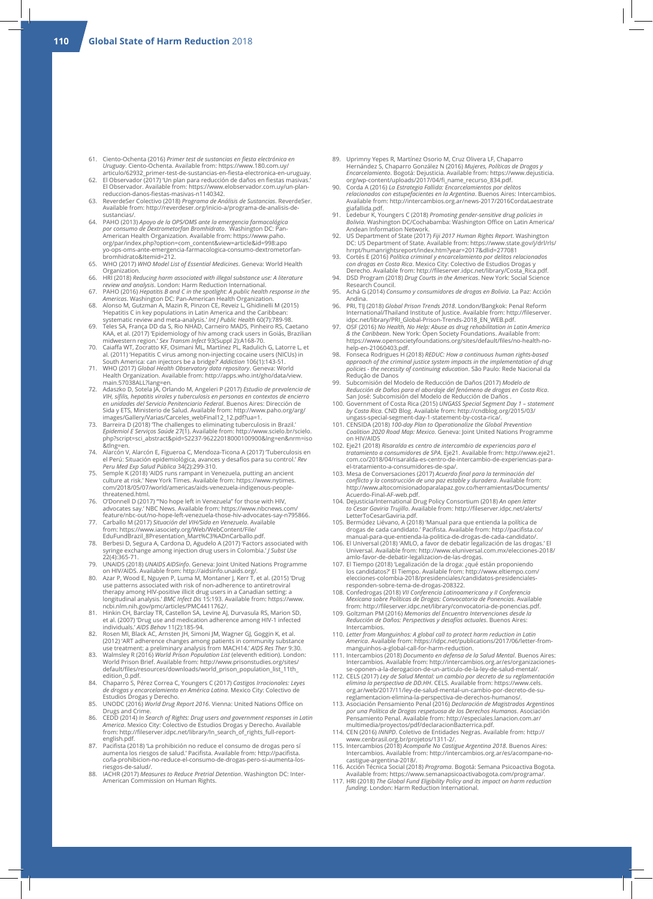61. Ciento-Ochenta (2016) *Primer test de sustancias en fiesta electrónica en Uruguay*. Ciento-Ochenta. Available from: https://www.180.com.uy/articulo/62932_primer-test-de-sustancias-en-fiesta-electronica-en-uruguay.
62. El Observador (2017) 'Un plan para reducción de daños en fiestas masivas.' El Observador. Available from: https://www.elobservador.com.uy/un-plan-reduccion-danos-fiestas-masivas-n1140342.
63. ReverdeSer Colectivo (2018) *Programa de Análisis de Sustancias*. ReverdeSer. Available from: http://reverdeser.org/inicio-a/programa-de-analisis-de-sustancias/.
64. PAHO (2013) *Apoyo de la OPS/OMS ante la emergencia farmacológica por consumo de Dextrometorfan Bromhidrato*. Washington DC: Pan-American Health Organization. Available from: https://www.paho.org/par/index.php?option=com_content&view=article&id=998:apoyo-ops-oms-ante-emergencia-farmacologica-consumo-dextrometorfan-bromhidrato&Itemid=212.
65. WHO (2017) *WHO Model List of Essential Medicines*. Geneva: World Health Organization.
66. HRI (2018) *Reducing harm associated with illegal substance use: A literature review and analysis*. London: Harm Reduction International.
67. PAHO (2016) *Hepatitis B and C in the spotlight: A public health response in the Americas*. Washington DC: Pan-American Health Organization.
68. Alonso M, Gutzman A, Mazin R, Pinzon CE, Reveiz L, Ghidinelli M (2015) 'Hepatitis C in key populations in Latin America and the Caribbean: systematic review and meta-analysis.' *Int J Public Health* 60(7):789-98.
69. Teles SA, França DD da S, Rio NHAD, Carneiro MADS, Pinheiro RS, Caetano KAA, et al. (2017) 'Epidemiology of hiv among crack users in Goiás, Brazilian midwestern region.' *Sex Transm Infect* 93(Suppl 2):A168-70.
70. Caiaffa WT, Zocratto KF, Osimani ML, Martínez PL, Radulich G, Latorre L, et al. (2011) 'Hepatitis C virus among non-injecting cocaine users (NICUs) in South America: can injectors be a bridge?' *Addiction* 106(1):143-51.
71. WHO (2017) *Global Health Observatory data repository*. Geneva: World Health Organization. Available from: http://apps.who.int/gho/data/view.main.57038ALL?lang=en.
72. Adaszko D, Sotela JA, Orlando M, Angeleri P (2017) *Estudio de prevalencia de VIH, sífilis, hepatitis virales y tuberculosis en personas en contextos de encierro en unidades del Servicio Penitenciario Federal*. Buenos Aires: Dirección de Sida y ETS, Ministerio de Salud. Available from: http://www.paho.org/arg/images/Gallery/Varias/Carceles_webFinal12_12.pdf?ua=1.
73. Barreira D (2018) 'The challenges to eliminating tuberculosis in Brazil.' *Epidemiol E Serviços Saúde* 27(1). Available from: http://www.scielo.br/scielo.php?script=sci_abstract&pid=S2237-96222018000100900&lng=en&nrm=iso&tlng=en.
74. Alarcón V, Alarcón E, Figueroa C, Mendoza-Ticona A (2017) 'Tuberculosis en el Perú: Situación epidemiológica, avances y desafíos para su control.' *Rev Peru Med Exp Salud Pública* 34(2):299-310.
75. Semple K (2018) 'AIDS runs rampant in Venezuela, putting an ancient culture at risk.' New York Times. Available from: https://www.nytimes.com/2018/05/07/world/americas/aids-venezuela-indigenous-people-threatened.html.
76. O'Donnell D (2017) '"No hope left in Venezuela" for those with HIV, advocates say.' NBC News. Available from: https://www.nbcnews.com/feature/nbc-out/no-hope-left-venezuela-those-hiv-advocates-say-n795866.
77. Carballo M (2017) *Situación del VIH/Sida en Venezuela*. Available from: https://www.iasociety.org/Web/WebContent/File/EduFundBrazil_8Presentation_Mart%C3%ADnCarballo.pdf.
78. Berbesi D, Segura A, Cardona D, Agudelo A (2017) 'Factors associated with syringe exchange among injection drug users in Colombia.' *J Subst Use* 22(4):365-71.
79. UNAIDS (2018) *UNAIDS AIDSinfo*. Geneva: Joint United Nations Programme on HIV/AIDS. Available from: http://aidsinfo.unaids.org/.
80. Azar P, Wood E, Nguyen P, Luma M, Montaner J, Kerr T, et al. (2015) 'Drug use patterns associated with risk of non-adherence to antiretroviral therapy among HIV-positive illicit drug users in a Canadian setting: a longitudinal analysis.' *BMC Infect Dis* 15:193. Available from: https://www.ncbi.nlm.nih.gov/pmc/articles/PMC4411762/.
81. Hinkin CH, Barclay TR, Castellon SA, Levine AJ, Durvasula RS, Marion SD, et al. (2007) 'Drug use and medication adherence among HIV-1 infected individuals.' *AIDS Behav* 11(2):185-94.
82. Rosen MI, Black AC, Arnsten JH, Simoni JM, Wagner GJ, Goggin K, et al. (2012) 'ART adherence changes among patients in community substance use treatment: a preliminary analysis from MACH14.' *AIDS Res Ther* 9:30.
83. Walmsley R (2016) *World Prison Population List* (eleventh edition). London: World Prison Brief. Available from: http://www.prisonstudies.org/sites/default/files/resources/downloads/world_prison_population_list_11th_edition_0.pdf.
84. Chaparro S, Pérez Correa C, Youngers C (2017) *Castigos Irracionales: Leyes de drogas y encarcelamiento en América Latina*. Mexico City: Colectivo de Estudios Drogas y Derecho.
85. UNODC (2016) *World Drug Report 2016*. Vienna: United Nations Office on Drugs and Crime.
86. CEDD (2014) *In Search of Rights: Drug users and government responses in Latin America*. Mexico City: Colectivo de Estudios Drogas y Derecho. Available from: http://fileserver.idpc.net/library/In_search_of_rights_full-report-english.pdf.
87. Pacifista (2018) 'La prohibición no reduce el consumo de drogas pero sí aumenta los riesgos de salud.' Pacifista. Available from: http://pacifista.co/la-prohibicion-no-reduce-el-consumo-de-drogas-pero-si-aumenta-los-riesgos-de-salud/.
88. IACHR (2017) *Measures to Reduce Pretrial Detention*. Washington DC: Inter-American Commission on Human Rights.
89. Uprimny Yepes R, Martínez Osorio M, Cruz Olivera LF, Chaparro Hernández S, Chaparro González N (2016) *Mujeres, Políticas de Drogas y Encarcelamiento*. Bogotá: Dejusticia. Available from: https://www.dejusticia.org/wp-content/uploads/2017/04/fi_name_recurso_834.pdf.
90. Corda A (2016) *La Estrategia Fallida: Encarcelamientos por delitos relacionados con estupefacientes en la Argentina*. Buenos Aires: Intercambios. Available from: http://intercambios.org.ar/news-2017/2016CordaLaestrategiafallida.pdf.
91. Ledebur K, Youngers C (2018) *Promoting gender-sensitive drug policies in Bolivia*. Washington DC/Cochabamba: Washington Office on Latin America/Andean Information Network.
92. US Department of State (2017) *Fiji 2017 Human Rights Report*. Washington DC: US Department of State. Available from: https://www.state.gov/j/drl/rls/hrrpt/humanrightsreport/index.htm?year=2017&dlid=277081
93. Cortés E (2016) *Política criminal y encarcelamiento por delitos relacionados con drogas en Costa Rica*. Mexico City: Colectivo de Estudios Drogas y Derecho. Available from: http://fileserver.idpc.net/library/Costa_Rica.pdf.
94. DSD Program (2018) *Drug Courts in the Americas*. New York: Social Science Research Council.
95. Achá G (2014) *Consumo y consumidores de drogas en Bolivia*. La Paz: Acción Andina.
96. PRI, TIJ (2018) *Global Prison Trends 2018*. London/Bangkok: Penal Reform International/Thailand Institute of Justice. Available from: http://fileserver.idpc.net/library/PRI_Global-Prison-Trends-2018_EN_WEB.pdf.
97. OSF (2016) *No Health, No Help: Abuse as drug rehabilitation in Latin America & the Caribbean*. New York: Open Society Foundations. Available from: https://www.opensocietyfoundations.org/sites/default/files/no-health-no-help-en-21060403.pdf.
98. Fonseca Rodrigues H (2018) *REDUC: How a continuous human rights-based approach of the criminal justice system impacts in the implementation of drug policies - the necessity of continuing education*. São Paulo: Rede Nacional da Redução de Danos
99. Subcomisión del Modelo de Reducción de Daños (2017) *Modelo de Reducción de Daños para el abordaje del fenómeno de drogas en Costa Rica*. San José: Subcomisión del Modelo de Reducción de Daños .
100. Government of Costa Rica (2015) *UNGASS Special Segment Day 1 – statement by Costa Rica*. CND Blog. Available from: http://cndblog.org/2015/03/ungass-special-segment-day-1-statement-by-costa-rica/.
101. CENSIDA (2018) *100-day Plan to Operationalize the Global Prevention Coalition 2020 Road Map: Mexico*. Geneva: Joint United Nations Programme on HIV/AIDS
102. Eje21 (2018) *Risaralda es centro de intercambio de experiencias para el tratamiento a consumidores de SPA*. Eje21. Available from: http://www.eje21.com.co/2018/04/risaralda-es-centro-de-intercambio-de-experiencias-para-el-tratamiento-a-consumidores-de-spa/.
103. Mesa de Conversaciones (2017) *Acuerdo final para la terminación del conflicto y la construcción de una paz estable y duradera*. Available from: http://www.altocomisionadoparalapaz.gov.co/herramientas/Documents/Acuerdo-Final-AF-web.pdf.
104. Dejusticia/International Drug Policy Consortium (2018) *An open letter to Cesar Gaviria Trujillo*. Available from: http://fileserver.idpc.net/alerts/LetterToCesarGaviria.pdf.
105. Bermúdez Liévano, A (2018) 'Manual para que entienda la política de drogas de cada candidato.' Pacifista. Available from: http://pacifista.co/manual-para-que-entienda-la-politica-de-drogas-de-cada-candidato/.
106. El Universal (2018) 'AMLO, a favor de debatir legalización de las drogas.' El Universal. Available from: http://www.eluniversal.com.mx/elecciones-2018/amlo-favor-de-debatir-legalizacion-de-las-drogas.
107. El Tiempo (2018) 'Legalización de la droga: ¿qué están proponiendo los candidatos?' El Tiempo. Available from: http://www.eltiempo.com/elecciones-colombia-2018/presidenciales/candidatos-presidenciales-responden-sobre-tema-de-drogas-208322.
108. Confedrogas (2018) *VII Conferencia Latinoamericana y II Conferencia Mexicana sobre Políticas de Drogas: Convocatoria de Ponencias*. Available from: http://fileserver.idpc.net/library/convocatoria-de-ponencias.pdf.
109. Goltzman PM (2016) *Memorias del Encuentro Intervenciones desde la Reducción de Daños: Perspectivas y desafíos actuales*. Buenos Aires: Intercambios.
110. *Letter from Manguinhos: A global call to protect harm reduction in Latin America*. Available from: https://idpc.net/publications/2017/06/letter-from-manguinhos-a-global-call-for-harm-reduction.
111. Intercambios (2018) *Documento en defensa de la Salud Mental*. Buenos Aires: Intercambios. Available from: http://intercambios.org.ar/es/organizaciones-se-oponen-a-la-derogacion-de-un-articulo-de-la-ley-de-salud-mental/.
112. CELS (2017) *Ley de Salud Mental: un cambio por decreto de su reglamentación elimina la perspectiva de DD.HH*. CELS. Available from: https://www.cels.org.ar/web/2017/11/ley-de-salud-mental-un-cambio-por-decreto-de-su-reglamentacion-elimina-la-perspectiva-de-derechos-humanos/.
113. Asociación Pensamiento Penal (2016) *Declaración de Magistrados Argentinos por una Política de Drogas respetuosa de los Derechos Humanos*. Asociación Pensamiento Penal. Available from: http://especiales.lanacion.com.ar/multimedia/proyectos/pdf/declaracionBazterrica.pdf.
114. CEN (2016) *INNPD*. Coletivo de Entidades Negras. Available from: http://www.cenbrasil.org.br/projetos/1311-2/.
115. Intercambios (2018) *Acompañe No Castigue Argentina 2018*. Buenos Aires: Intercambios. Available from: http://intercambios.org.ar/es/acompane-no-castigue-argentina-2018/.
116. Acción Técnica Social (2018) *Programa*. Bogotá: Semana Psicoactiva Bogota. Available from: https://www.semanapsicoactivabogota.com/programa/.
117. HRI (2018) *The Global Fund Eligibility Policy and its impact on harm reduction funding*. London: Harm Reduction International.